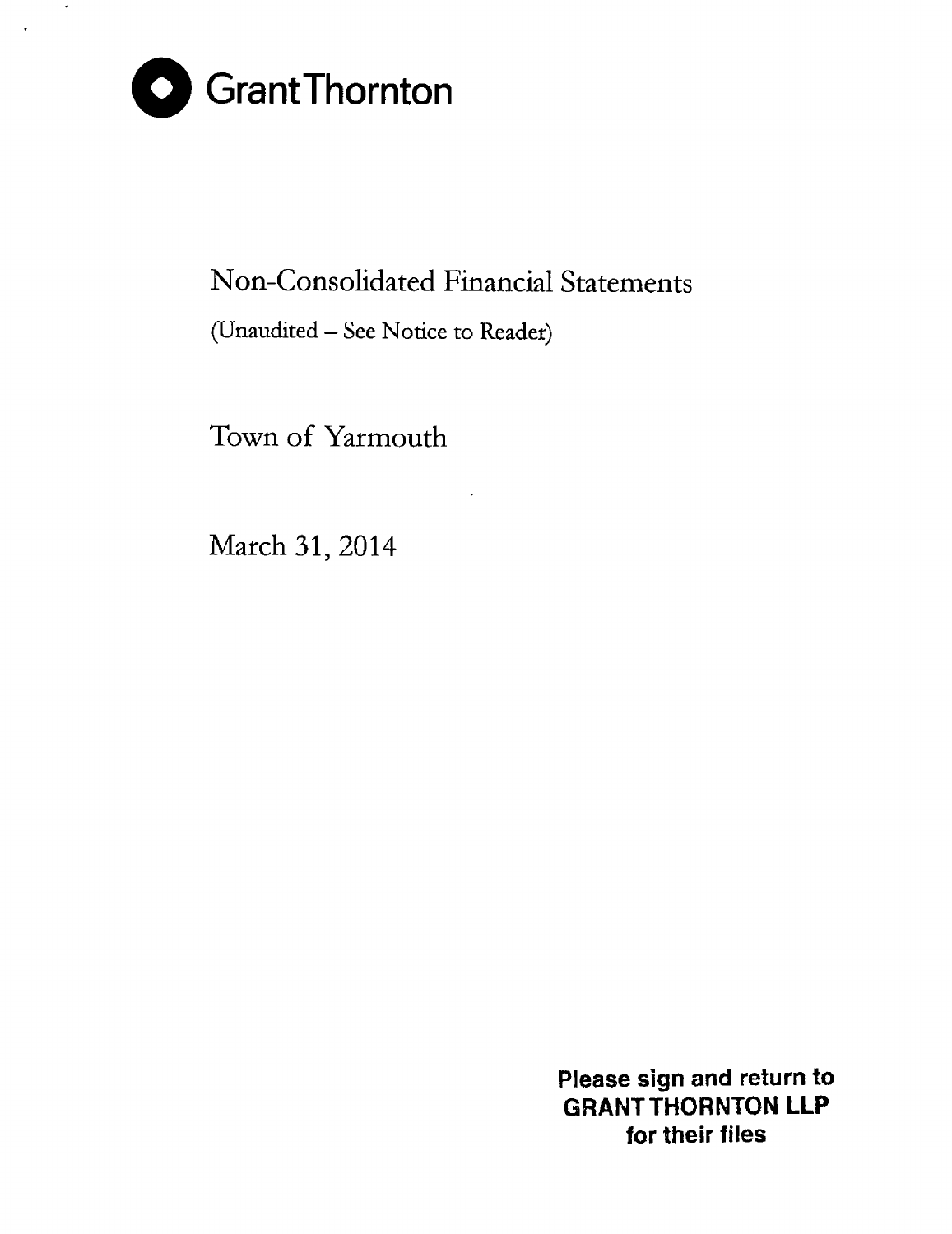Grant Thornton

# Non-Consolidated Financial Statements

(Unaudited – See Notice to Reader)

## Town of Yarmouth

March 31, 2014

**Please sign and return to**
**GRANT THORNTON LLP**
**for their files**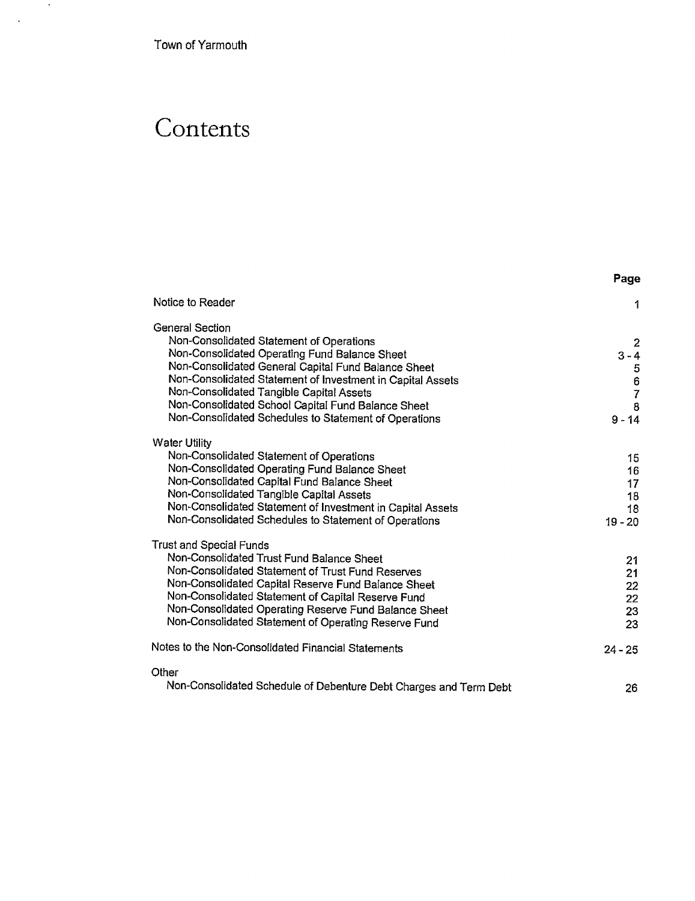Town of Yarmouth

# Contents

| | Page |
|---|---|
| Notice to Reader | 1 |
| **General Section** | |
| Non-Consolidated Statement of Operations | 2 |
| Non-Consolidated Operating Fund Balance Sheet | 3 - 4 |
| Non-Consolidated General Capital Fund Balance Sheet | 5 |
| Non-Consolidated Statement of Investment in Capital Assets | 6 |
| Non-Consolidated Tangible Capital Assets | 7 |
| Non-Consolidated School Capital Fund Balance Sheet | 8 |
| Non-Consolidated Schedules to Statement of Operations | 9 - 14 |
| **Water Utility** | |
| Non-Consolidated Statement of Operations | 15 |
| Non-Consolidated Operating Fund Balance Sheet | 16 |
| Non-Consolidated Capital Fund Balance Sheet | 17 |
| Non-Consolidated Tangible Capital Assets | 18 |
| Non-Consolidated Statement of Investment in Capital Assets | 18 |
| Non-Consolidated Schedules to Statement of Operations | 19 - 20 |
| **Trust and Special Funds** | |
| Non-Consolidated Trust Fund Balance Sheet | 21 |
| Non-Consolidated Statement of Trust Fund Reserves | 21 |
| Non-Consolidated Capital Reserve Fund Balance Sheet | 22 |
| Non-Consolidated Statement of Capital Reserve Fund | 22 |
| Non-Consolidated Operating Reserve Fund Balance Sheet | 23 |
| Non-Consolidated Statement of Operating Reserve Fund | 23 |
| Notes to the Non-Consolidated Financial Statements | 24 - 25 |
| **Other** | |
| Non-Consolidated Schedule of Debenture Debt Charges and Term Debt | 26 |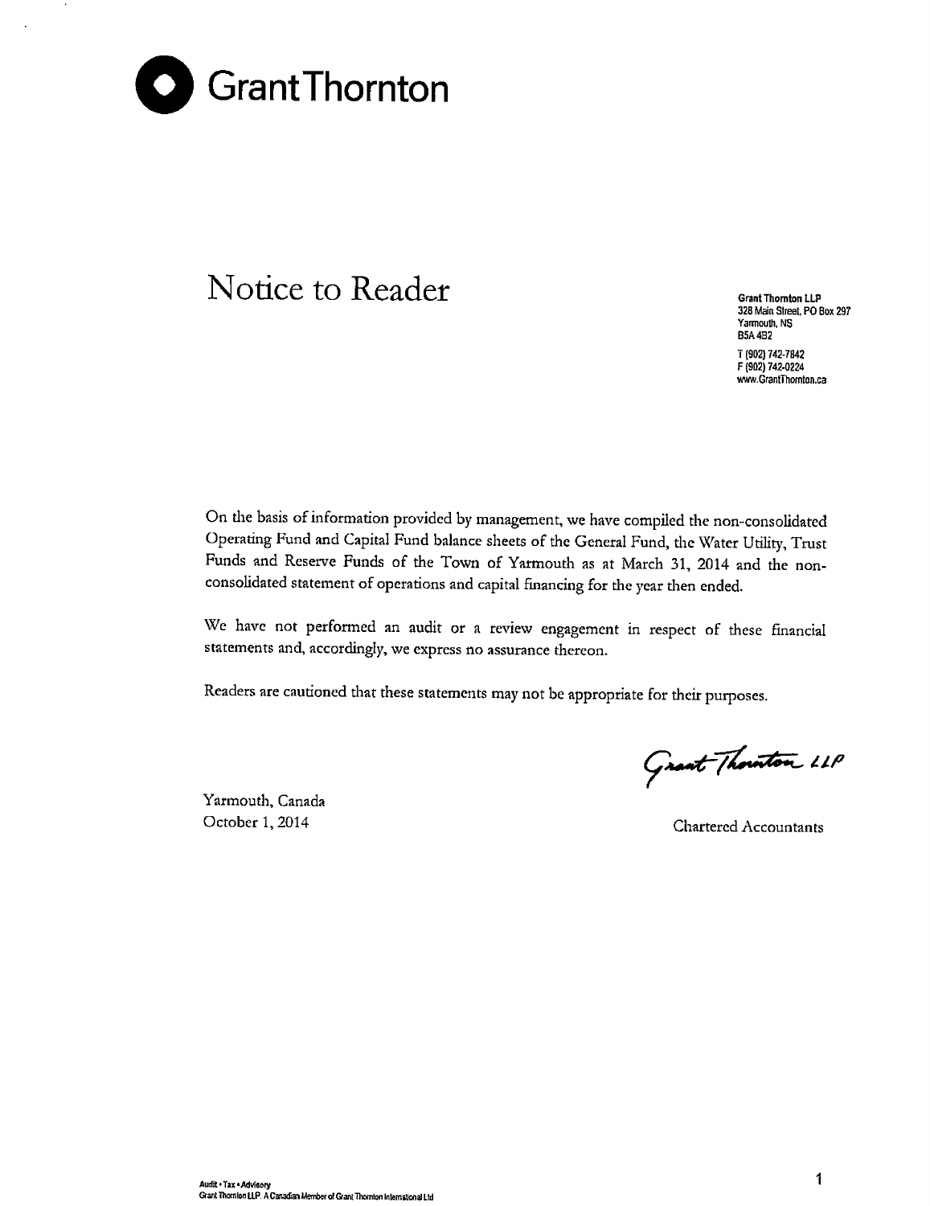Grant Thornton

# Notice to Reader

Grant Thornton LLP
328 Main Street, PO Box 297
Yarmouth, NS
B5A 4B2

T (902) 742-7842
F (902) 742-0224
www.GrantThornton.ca

On the basis of information provided by management, we have compiled the non-consolidated Operating Fund and Capital Fund balance sheets of the General Fund, the Water Utility, Trust Funds and Reserve Funds of the Town of Yarmouth as at March 31, 2014 and the non-consolidated statement of operations and capital financing for the year then ended.

We have not performed an audit or a review engagement in respect of these financial statements and, accordingly, we express no assurance thereon.

Readers are cautioned that these statements may not be appropriate for their purposes.

Grant Thornton LLP

Yarmouth, Canada
October 1, 2014

Chartered Accountants

Audit • Tax • Advisory
Grant Thornton LLP. A Canadian Member of Grant Thornton International Ltd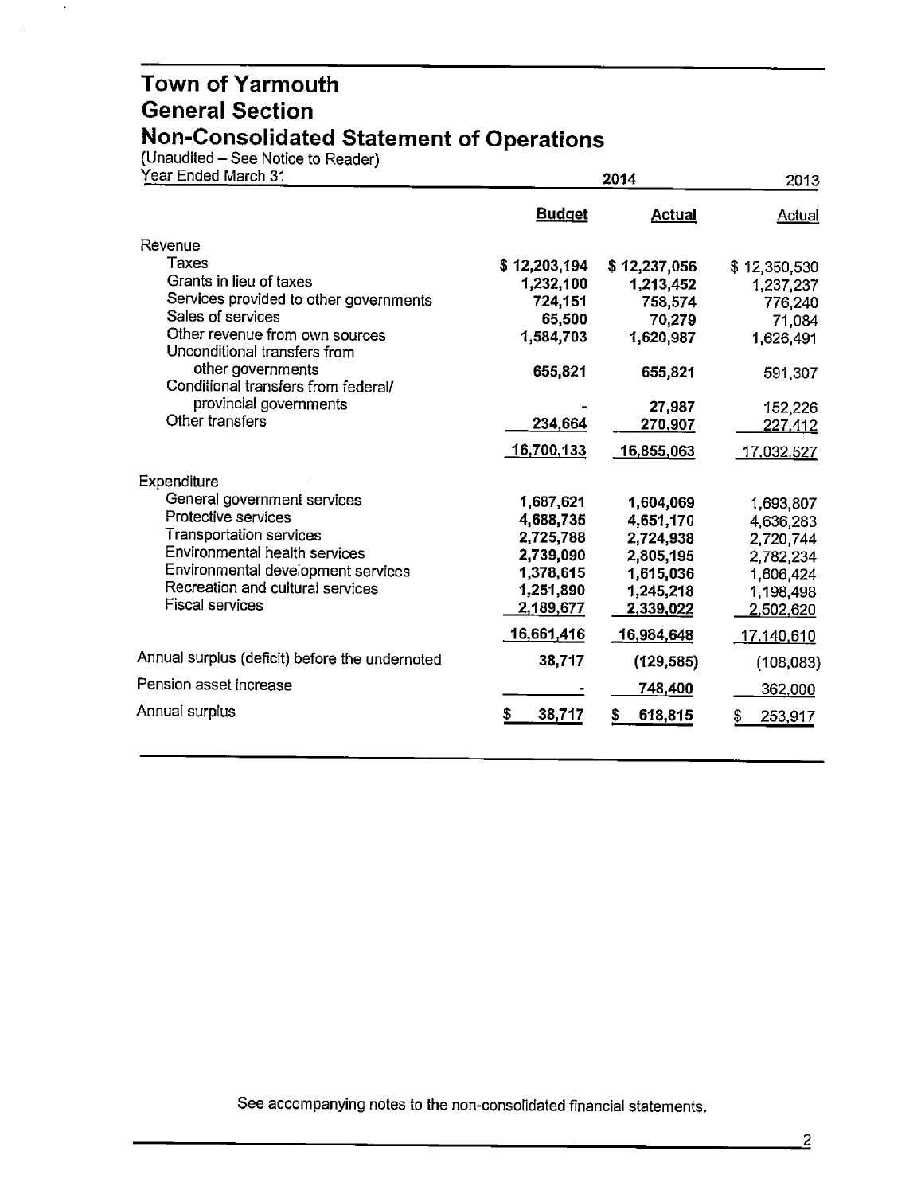# Town of Yarmouth
## General Section
## Non-Consolidated Statement of Operations

(Unaudited – See Notice to Reader)

| Year Ended March 31 | 2014 | | 2013 |
|---|---|---|---|
| | **Budget** | **Actual** | Actual |
| Revenue | | | |
| Taxes | $ 12,203,194 | $ 12,237,056 | $ 12,350,530 |
| Grants in lieu of taxes | 1,232,100 | 1,213,452 | 1,237,237 |
| Services provided to other governments | 724,151 | 758,574 | 776,240 |
| Sales of services | 65,500 | 70,279 | 71,084 |
| Other revenue from own sources | 1,584,703 | 1,620,987 | 1,626,491 |
| Unconditional transfers from other governments | 655,821 | 655,821 | 591,307 |
| Conditional transfers from federal/ provincial governments | - | 27,987 | 152,226 |
| Other transfers | 234,664 | 270,907 | 227,412 |
| | 16,700,133 | 16,855,063 | 17,032,527 |
| Expenditure | | | |
| General government services | 1,687,621 | 1,604,069 | 1,693,807 |
| Protective services | 4,688,735 | 4,651,170 | 4,636,283 |
| Transportation services | 2,725,788 | 2,724,938 | 2,720,744 |
| Environmental health services | 2,739,090 | 2,805,195 | 2,782,234 |
| Environmental development services | 1,378,615 | 1,615,036 | 1,606,424 |
| Recreation and cultural services | 1,251,890 | 1,245,218 | 1,198,498 |
| Fiscal services | 2,189,677 | 2,339,022 | 2,502,620 |
| | 16,661,416 | 16,984,648 | 17,140,610 |
| Annual surplus (deficit) before the undernoted | 38,717 | (129,585) | (108,083) |
| Pension asset increase | - | 748,400 | 362,000 |
| Annual surplus | $ 38,717 | $ 618,815 | $ 253,917 |

See accompanying notes to the non-consolidated financial statements.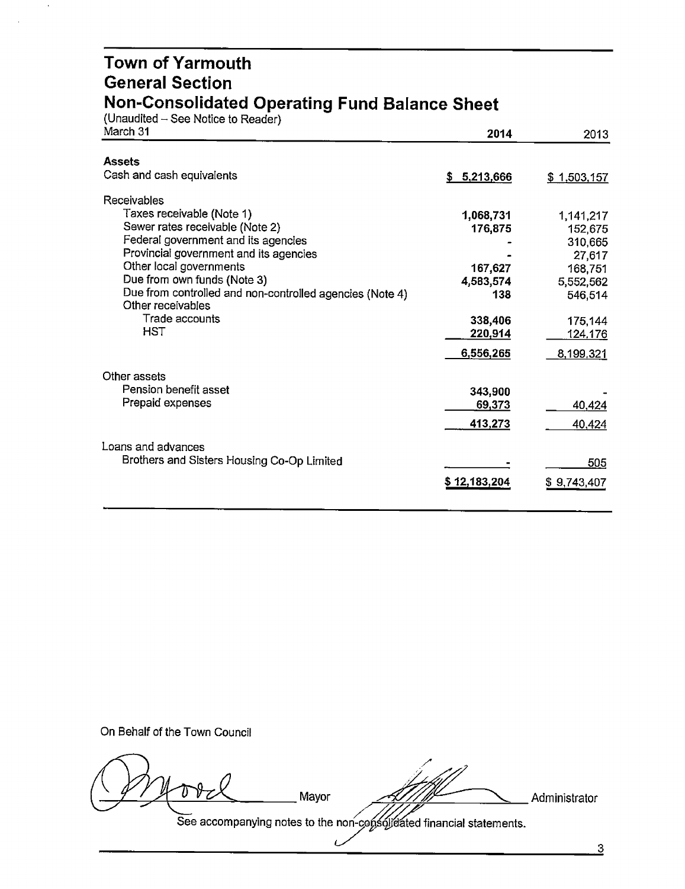# Town of Yarmouth
## General Section
## Non-Consolidated Operating Fund Balance Sheet

(Unaudited – See Notice to Reader)

| March 31 | 2014 | 2013 |
|---|---|---|
| **Assets** | | |
| Cash and cash equivalents | **$ 5,213,666** | $ 1,503,157 |
| Receivables | | |
| Taxes receivable (Note 1) | **1,068,731** | 1,141,217 |
| Sewer rates receivable (Note 2) | **176,875** | 152,675 |
| Federal government and its agencies | **-** | 310,665 |
| Provincial government and its agencies | **-** | 27,617 |
| Other local governments | **167,627** | 168,751 |
| Due from own funds (Note 3) | **4,583,574** | 5,552,562 |
| Due from controlled and non-controlled agencies (Note 4) | **138** | 546,514 |
| Other receivables | | |
| Trade accounts | **338,406** | 175,144 |
| HST | **220,914** | 124,176 |
| | **6,556,265** | 8,199,321 |
| Other assets | | |
| Pension benefit asset | **343,900** | - |
| Prepaid expenses | **69,373** | 40,424 |
| | **413,273** | 40,424 |
| Loans and advances | | |
| Brothers and Sisters Housing Co-Op Limited | **-** | 505 |
| | **$ 12,183,204** | $ 9,743,407 |

On Behalf of the Town Council

_________________ Mayor _________________ Administrator

See accompanying notes to the non-consolidated financial statements.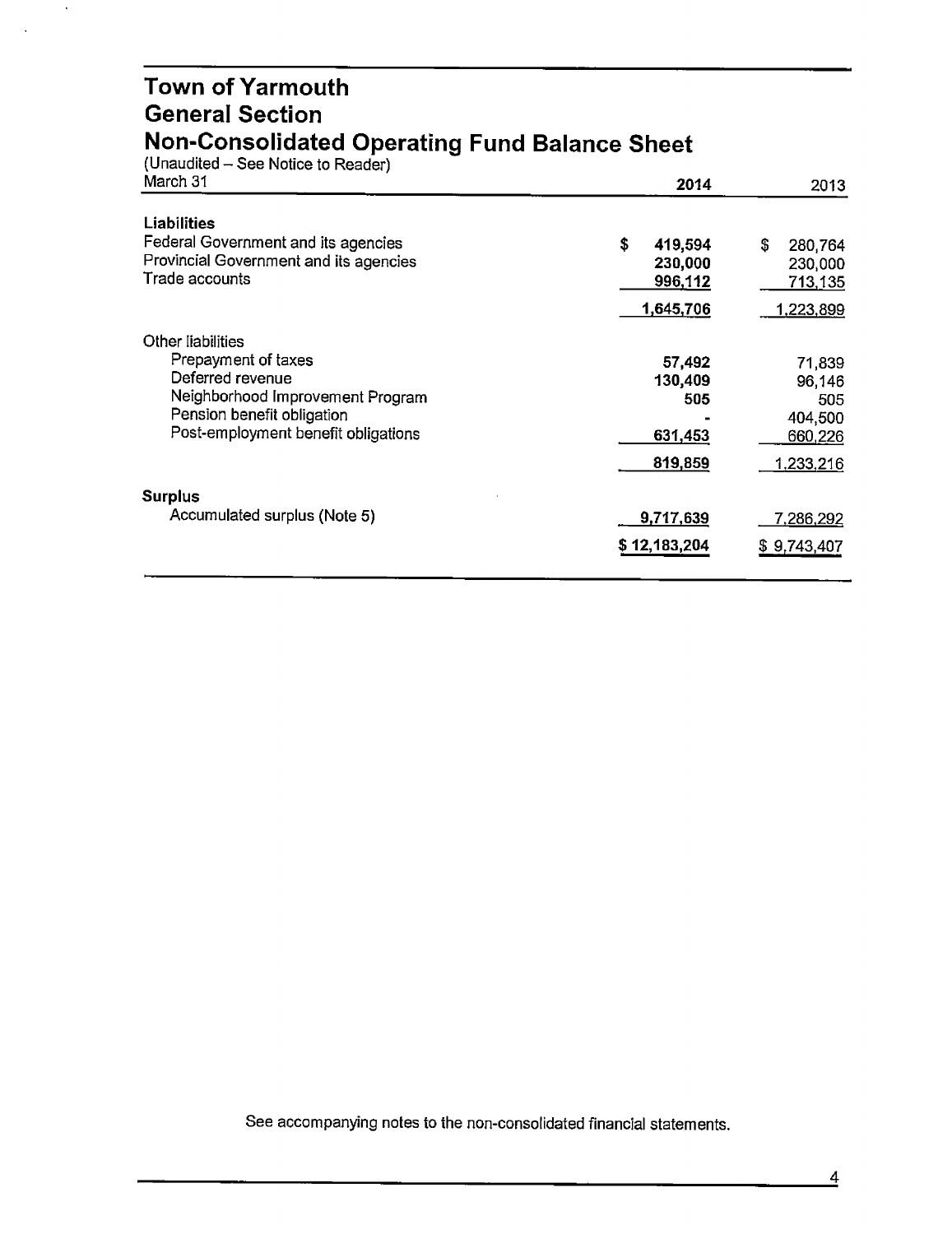# Town of Yarmouth
## General Section
## Non-Consolidated Operating Fund Balance Sheet

(Unaudited – See Notice to Reader)

| March 31 | 2014 | 2013 |
|---|---|---|
| **Liabilities** | | |
| Federal Government and its agencies | $ 419,594 | $ 280,764 |
| Provincial Government and its agencies | 230,000 | 230,000 |
| Trade accounts | 996,112 | 713,135 |
| | 1,645,706 | 1,223,899 |
| Other liabilities | | |
| Prepayment of taxes | 57,492 | 71,839 |
| Deferred revenue | 130,409 | 96,146 |
| Neighborhood Improvement Program | 505 | 505 |
| Pension benefit obligation | - | 404,500 |
| Post-employment benefit obligations | 631,453 | 660,226 |
| | 819,859 | 1,233,216 |
| **Surplus** | | |
| Accumulated surplus (Note 5) | 9,717,639 | 7,286,292 |
| | $ 12,183,204 | $ 9,743,407 |

See accompanying notes to the non-consolidated financial statements.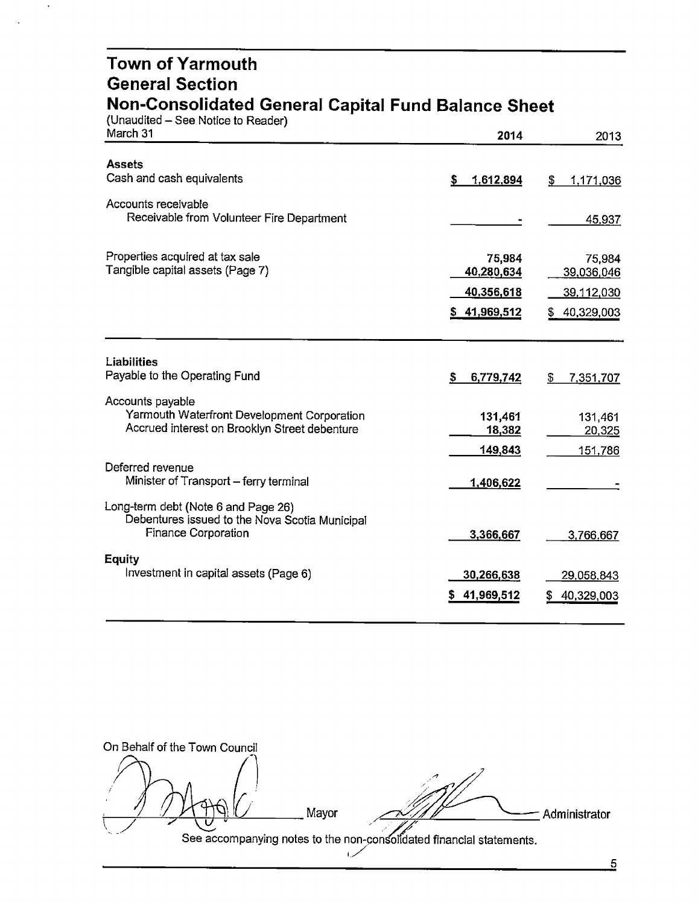# Town of Yarmouth
## General Section
## Non-Consolidated General Capital Fund Balance Sheet

(Unaudited – See Notice to Reader)

| March 31 | 2014 | 2013 |
|---|---|---|
| **Assets** | | |
| Cash and cash equivalents | $ 1,612,894 | $ 1,171,036 |
| Accounts receivable | | |
| Receivable from Volunteer Fire Department | - | 45,937 |
| Properties acquired at tax sale | 75,984 | 75,984 |
| Tangible capital assets (Page 7) | 40,280,634 | 39,036,046 |
| | 40,356,618 | 39,112,030 |
| | $ 41,969,512 | $ 40,329,003 |
| **Liabilities** | | |
| Payable to the Operating Fund | $ 6,779,742 | $ 7,351,707 |
| Accounts payable | | |
| Yarmouth Waterfront Development Corporation | 131,461 | 131,461 |
| Accrued interest on Brooklyn Street debenture | 18,382 | 20,325 |
| | 149,843 | 151,786 |
| Deferred revenue | | |
| Minister of Transport – ferry terminal | 1,406,622 | - |
| Long-term debt (Note 6 and Page 26) | | |
| Debentures issued to the Nova Scotia Municipal Finance Corporation | 3,366,667 | 3,766,667 |
| **Equity** | | |
| Investment in capital assets (Page 6) | 30,266,638 | 29,058,843 |
| | $ 41,969,512 | $ 40,329,003 |

On Behalf of the Town Council

_______________ Mayor _______________ Administrator

See accompanying notes to the non-consolidated financial statements.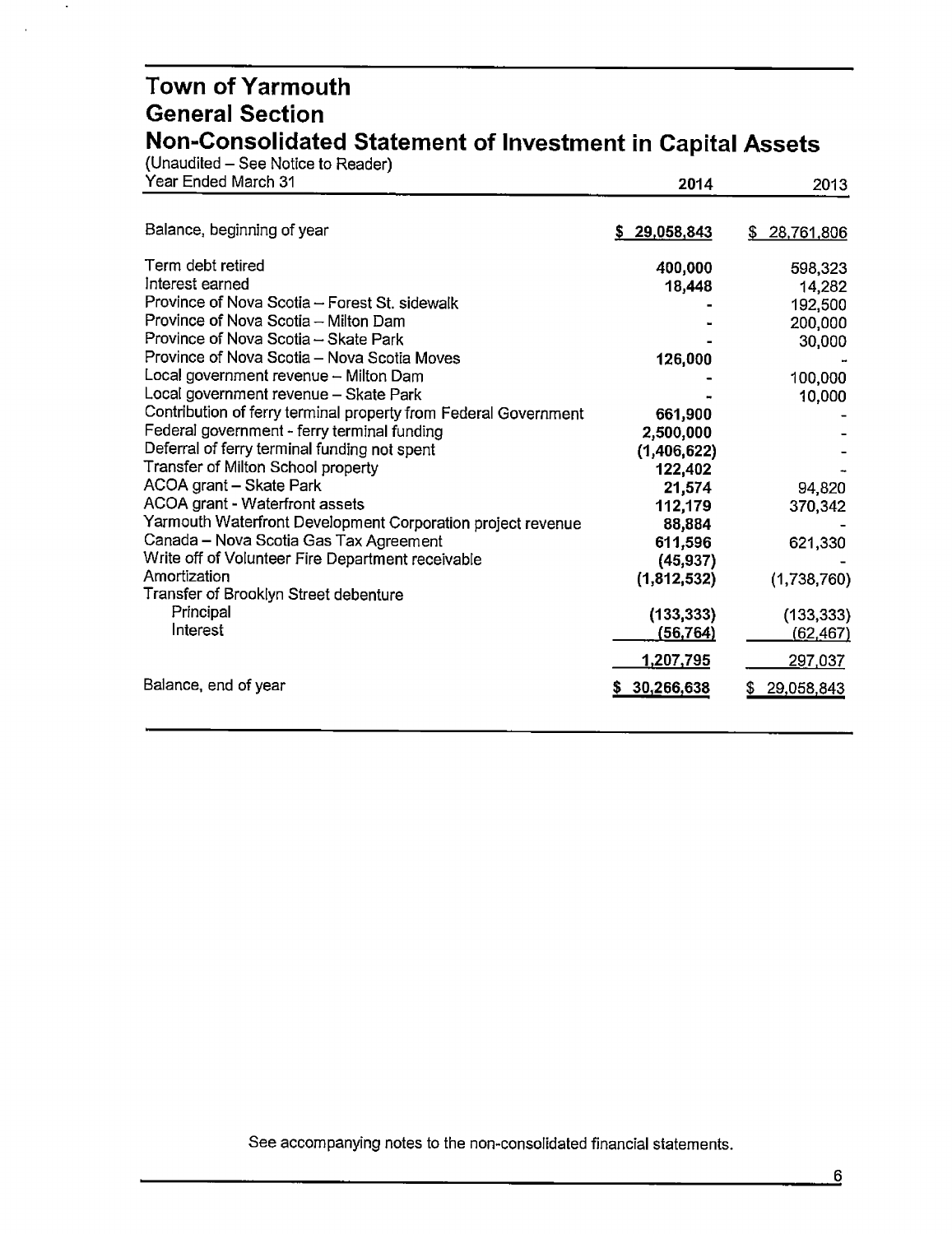# Town of Yarmouth
## General Section
## Non-Consolidated Statement of Investment in Capital Assets

(Unaudited – See Notice to Reader)

| Year Ended March 31 | 2014 | 2013 |
|---|---|---|
| Balance, beginning of year | $ 29,058,843 | $ 28,761,806 |
| Term debt retired | 400,000 | 598,323 |
| Interest earned | 18,448 | 14,282 |
| Province of Nova Scotia – Forest St. sidewalk | - | 192,500 |
| Province of Nova Scotia – Milton Dam | - | 200,000 |
| Province of Nova Scotia – Skate Park | - | 30,000 |
| Province of Nova Scotia – Nova Scotia Moves | 126,000 | - |
| Local government revenue – Milton Dam | - | 100,000 |
| Local government revenue – Skate Park | - | 10,000 |
| Contribution of ferry terminal property from Federal Government | 661,900 | - |
| Federal government - ferry terminal funding | 2,500,000 | - |
| Deferral of ferry terminal funding not spent | (1,406,622) | - |
| Transfer of Milton School property | 122,402 | - |
| ACOA grant – Skate Park | 21,574 | 94,820 |
| ACOA grant - Waterfront assets | 112,179 | 370,342 |
| Yarmouth Waterfront Development Corporation project revenue | 88,884 | - |
| Canada – Nova Scotia Gas Tax Agreement | 611,596 | 621,330 |
| Write off of Volunteer Fire Department receivable | (45,937) | - |
| Amortization | (1,812,532) | (1,738,760) |
| Transfer of Brooklyn Street debenture | | |
| Principal | (133,333) | (133,333) |
| Interest | (56,764) | (62,467) |
| | 1,207,795 | 297,037 |
| Balance, end of year | $ 30,266,638 | $ 29,058,843 |

See accompanying notes to the non-consolidated financial statements.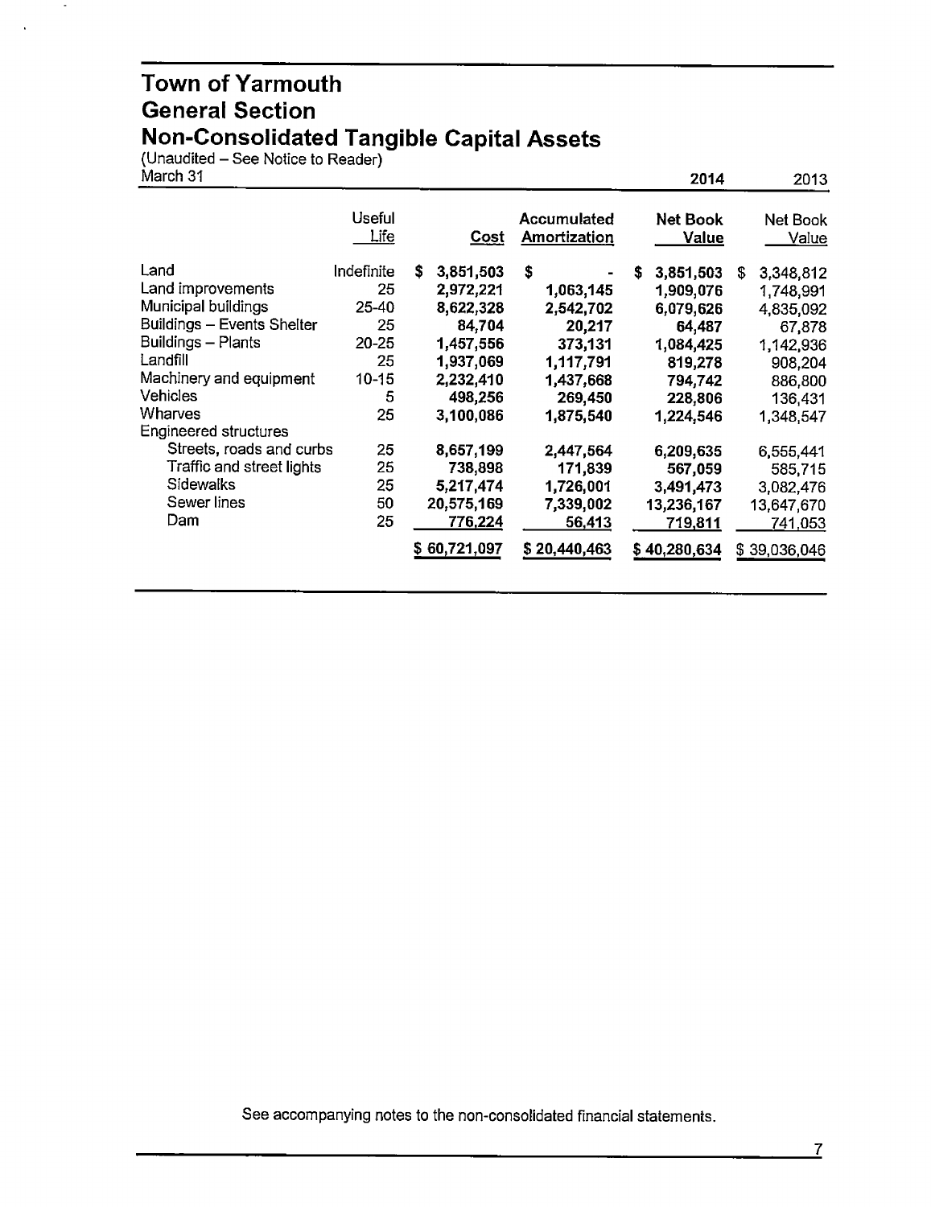# Town of Yarmouth
# General Section
# Non-Consolidated Tangible Capital Assets

(Unaudited – See Notice to Reader)

March 31

| | Useful Life | Cost | Accumulated Amortization | 2014 Net Book Value | 2013 Net Book Value |
|---|---|---|---|---|---|
| Land | Indefinite | $ 3,851,503 | $ - | $ 3,851,503 | $ 3,348,812 |
| Land improvements | 25 | 2,972,221 | 1,063,145 | 1,909,076 | 1,748,991 |
| Municipal buildings | 25-40 | 8,622,328 | 2,542,702 | 6,079,626 | 4,835,092 |
| Buildings – Events Shelter | 25 | 84,704 | 20,217 | 64,487 | 67,878 |
| Buildings – Plants | 20-25 | 1,457,556 | 373,131 | 1,084,425 | 1,142,936 |
| Landfill | 25 | 1,937,069 | 1,117,791 | 819,278 | 908,204 |
| Machinery and equipment | 10-15 | 2,232,410 | 1,437,668 | 794,742 | 886,800 |
| Vehicles | 5 | 498,256 | 269,450 | 228,806 | 136,431 |
| Wharves | 25 | 3,100,086 | 1,875,540 | 1,224,546 | 1,348,547 |
| Engineered structures | | | | | |
| Streets, roads and curbs | 25 | 8,657,199 | 2,447,564 | 6,209,635 | 6,555,441 |
| Traffic and street lights | 25 | 738,898 | 171,839 | 567,059 | 585,715 |
| Sidewalks | 25 | 5,217,474 | 1,726,001 | 3,491,473 | 3,082,476 |
| Sewer lines | 50 | 20,575,169 | 7,339,002 | 13,236,167 | 13,647,670 |
| Dam | 25 | 776,224 | 56,413 | 719,811 | 741,053 |
| | | $ 60,721,097 | $ 20,440,463 | $ 40,280,634 | $ 39,036,046 |

See accompanying notes to the non-consolidated financial statements.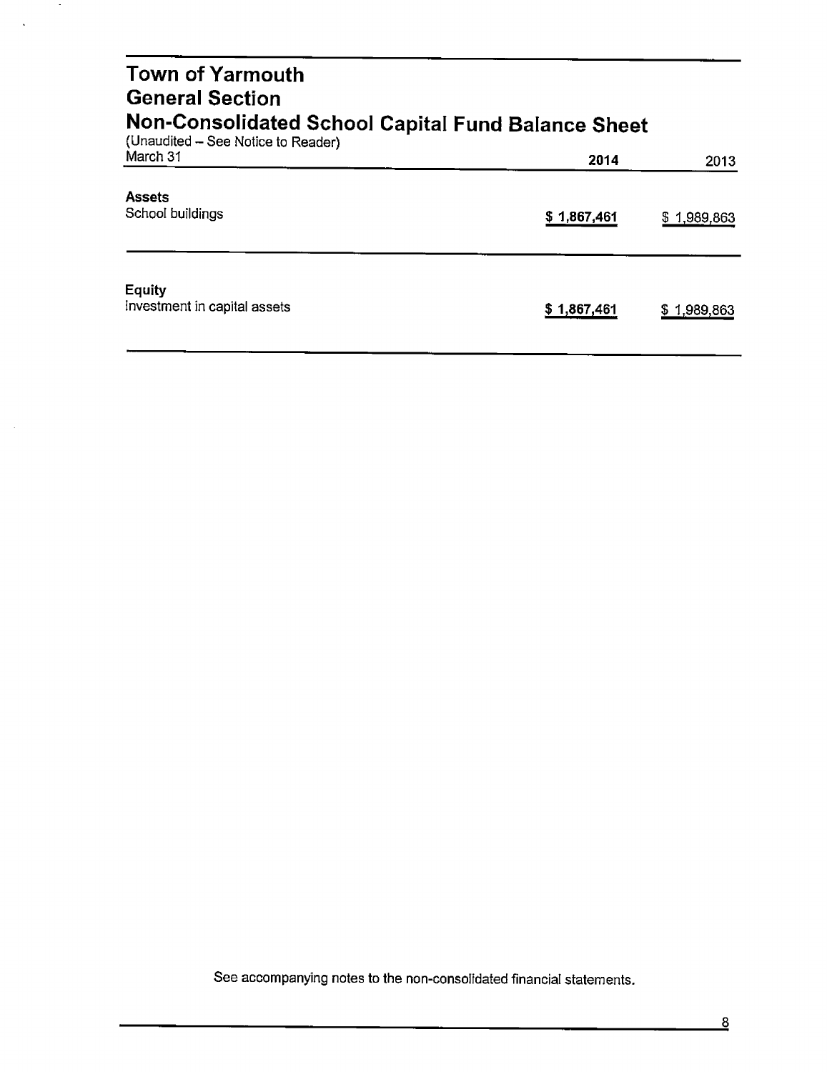# Town of Yarmouth
## General Section
## Non-Consolidated School Capital Fund Balance Sheet

(Unaudited – See Notice to Reader)

| March 31 | 2014 | 2013 |
|---|---|---|
| **Assets** | | |
| School buildings | **$ 1,867,461** | $ 1,989,863 |
| **Equity** | | |
| Investment in capital assets | **$ 1,867,461** | $ 1,989,863 |

See accompanying notes to the non-consolidated financial statements.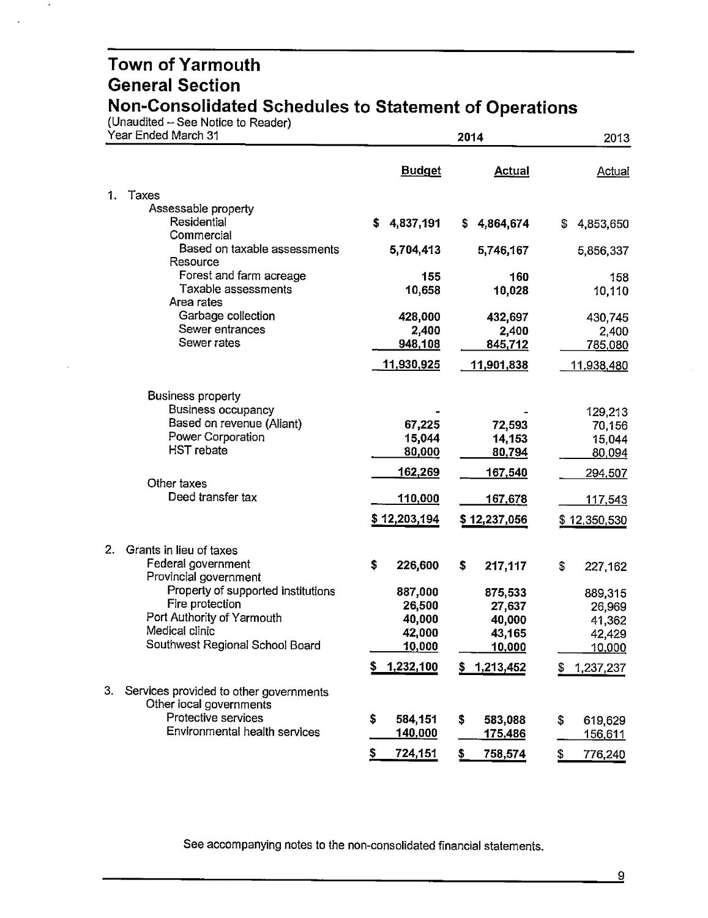# Town of Yarmouth
## General Section
## Non-Consolidated Schedules to Statement of Operations

(Unaudited -- See Notice to Reader)

| Year Ended March 31 | 2014 Budget | 2014 Actual | 2013 Actual |
|---|---|---|---|
| **1. Taxes** | | | |
| Assessable property | | | |
| Residential | $ 4,837,191 | $ 4,864,674 | $ 4,853,650 |
| Commercial | | | |
| Based on taxable assessments | 5,704,413 | 5,746,167 | 5,856,337 |
| Resource | | | |
| Forest and farm acreage | 155 | 160 | 158 |
| Taxable assessments | 10,658 | 10,028 | 10,110 |
| Area rates | | | |
| Garbage collection | 428,000 | 432,697 | 430,745 |
| Sewer entrances | 2,400 | 2,400 | 2,400 |
| Sewer rates | 948,108 | 845,712 | 785,080 |
| | 11,930,925 | 11,901,838 | 11,938,480 |
| Business property | | | |
| Business occupancy | - | - | 129,213 |
| Based on revenue (Aliant) | 67,225 | 72,593 | 70,156 |
| Power Corporation | 15,044 | 14,153 | 15,044 |
| HST rebate | 80,000 | 80,794 | 80,094 |
| | 162,269 | 167,540 | 294,507 |
| Other taxes | | | |
| Deed transfer tax | 110,000 | 167,678 | 117,543 |
| | $ 12,203,194 | $ 12,237,056 | $ 12,350,530 |
| **2. Grants in lieu of taxes** | | | |
| Federal government | $ 226,600 | $ 217,117 | $ 227,162 |
| Provincial government | | | |
| Property of supported institutions | 887,000 | 875,533 | 889,315 |
| Fire protection | 26,500 | 27,637 | 26,969 |
| Port Authority of Yarmouth | 40,000 | 40,000 | 41,362 |
| Medical clinic | 42,000 | 43,165 | 42,429 |
| Southwest Regional School Board | 10,000 | 10,000 | 10,000 |
| | $ 1,232,100 | $ 1,213,452 | $ 1,237,237 |
| **3. Services provided to other governments** | | | |
| Other local governments | | | |
| Protective services | $ 584,151 | $ 583,088 | $ 619,629 |
| Environmental health services | 140,000 | 175,486 | 156,611 |
| | $ 724,151 | $ 758,574 | $ 776,240 |

See accompanying notes to the non-consolidated financial statements.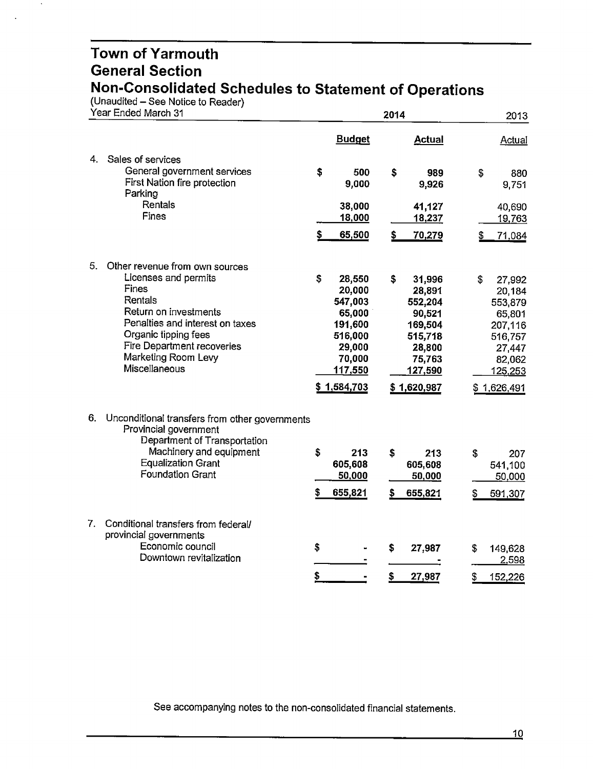# Town of Yarmouth
## General Section
## Non-Consolidated Schedules to Statement of Operations

(Unaudited – See Notice to Reader)

| Year Ended March 31 | 2014 | | 2013 |
|---|---|---|---|
| | **Budget** | **Actual** | Actual |
| **4. Sales of services** | | | |
| General government services | $ 500 | $ 989 | $ 880 |
| First Nation fire protection | 9,000 | 9,926 | 9,751 |
| Parking | | | |
| Rentals | 38,000 | 41,127 | 40,690 |
| Fines | 18,000 | 18,237 | 19,763 |
| | $ 65,500 | $ 70,279 | $ 71,084 |
| **5. Other revenue from own sources** | | | |
| Licenses and permits | $ 28,550 | $ 31,996 | $ 27,992 |
| Fines | 20,000 | 28,891 | 20,184 |
| Rentals | 547,003 | 552,204 | 553,879 |
| Return on investments | 65,000 | 90,521 | 65,801 |
| Penalties and interest on taxes | 191,600 | 169,504 | 207,116 |
| Organic tipping fees | 516,000 | 515,718 | 516,757 |
| Fire Department recoveries | 29,000 | 28,800 | 27,447 |
| Marketing Room Levy | 70,000 | 75,763 | 82,062 |
| Miscellaneous | 117,550 | 127,590 | 125,253 |
| | $ 1,584,703 | $ 1,620,987 | $ 1,626,491 |
| **6. Unconditional transfers from other governments** | | | |
| Provincial government | | | |
| Department of Transportation | | | |
| Machinery and equipment | $ 213 | $ 213 | $ 207 |
| Equalization Grant | 605,608 | 605,608 | 541,100 |
| Foundation Grant | 50,000 | 50,000 | 50,000 |
| | $ 655,821 | $ 655,821 | $ 591,307 |
| **7. Conditional transfers from federal/ provincial governments** | | | |
| Economic council | $ - | $ 27,987 | $ 149,628 |
| Downtown revitalization | - | - | 2,598 |
| | $ - | $ 27,987 | $ 152,226 |

See accompanying notes to the non-consolidated financial statements.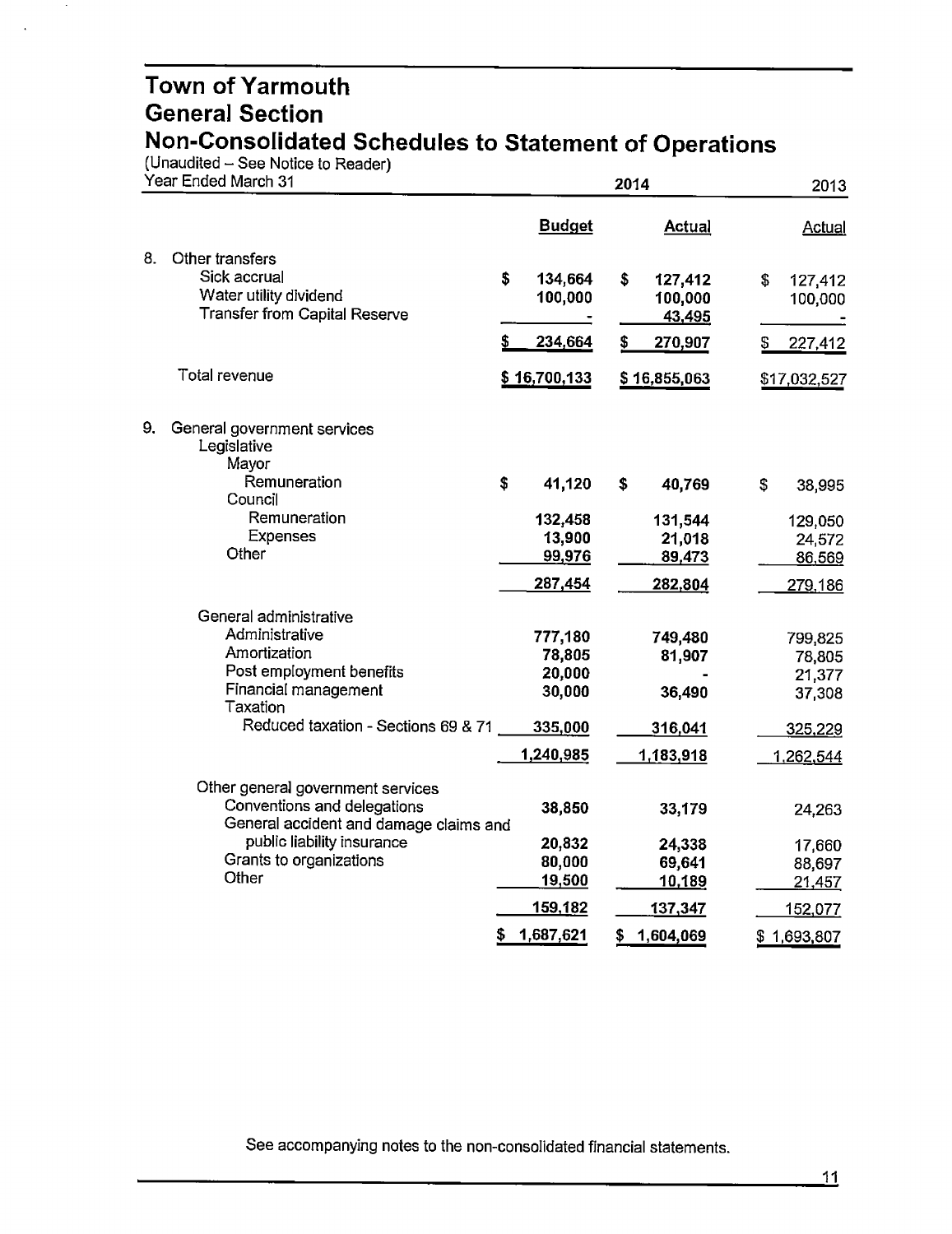# Town of Yarmouth
## General Section
## Non-Consolidated Schedules to Statement of Operations

(Unaudited – See Notice to Reader)

| Year Ended March 31 | 2014 Budget | 2014 Actual | 2013 Actual |
|---|---|---|---|
| **8. Other transfers** | | | |
| Sick accrual | $ 134,664 | $ 127,412 | $ 127,412 |
| Water utility dividend | 100,000 | 100,000 | 100,000 |
| Transfer from Capital Reserve | - | 43,495 | - |
| | $ 234,664 | $ 270,907 | $ 227,412 |
| Total revenue | $ 16,700,133 | $ 16,855,063 | $17,032,527 |
| **9. General government services** | | | |
| Legislative | | | |
| Mayor | | | |
| Remuneration | $ 41,120 | $ 40,769 | $ 38,995 |
| Council | | | |
| Remuneration | 132,458 | 131,544 | 129,050 |
| Expenses | 13,900 | 21,018 | 24,572 |
| Other | 99,976 | 89,473 | 86,569 |
| | 287,454 | 282,804 | 279,186 |
| General administrative | | | |
| Administrative | 777,180 | 749,480 | 799,825 |
| Amortization | 78,805 | 81,907 | 78,805 |
| Post employment benefits | 20,000 | - | 21,377 |
| Financial management | 30,000 | 36,490 | 37,308 |
| Taxation | | | |
| Reduced taxation - Sections 69 & 71 | 335,000 | 316,041 | 325,229 |
| | 1,240,985 | 1,183,918 | 1,262,544 |
| Other general government services | | | |
| Conventions and delegations | 38,850 | 33,179 | 24,263 |
| General accident and damage claims and public liability insurance | 20,832 | 24,338 | 17,660 |
| Grants to organizations | 80,000 | 69,641 | 88,697 |
| Other | 19,500 | 10,189 | 21,457 |
| | 159,182 | 137,347 | 152,077 |
| | $ 1,687,621 | $ 1,604,069 | $ 1,693,807 |

See accompanying notes to the non-consolidated financial statements.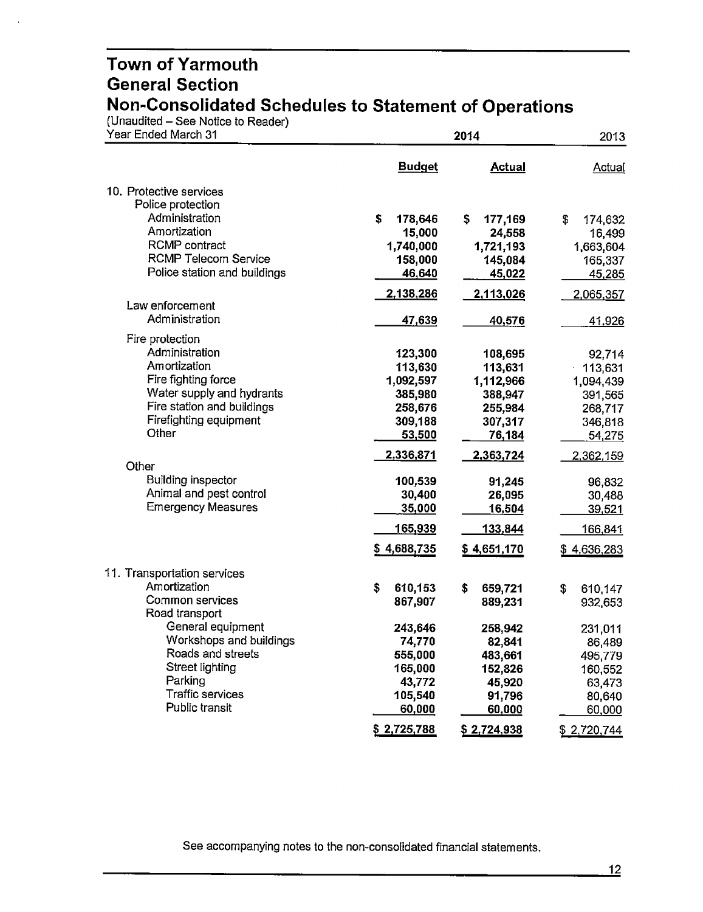# Town of Yarmouth
## General Section
## Non-Consolidated Schedules to Statement of Operations

(Unaudited – See Notice to Reader)

| Year Ended March 31 | 2014 Budget | 2014 Actual | 2013 Actual |
|---|---|---|---|
| **10. Protective services** | | | |
| Police protection | | | |
| Administration | $ 178,646 | $ 177,169 | $ 174,632 |
| Amortization | 15,000 | 24,558 | 16,499 |
| RCMP contract | 1,740,000 | 1,721,193 | 1,663,604 |
| RCMP Telecom Service | 158,000 | 145,084 | 165,337 |
| Police station and buildings | 46,640 | 45,022 | 45,285 |
| | 2,138,286 | 2,113,026 | 2,065,357 |
| Law enforcement | | | |
| Administration | 47,639 | 40,576 | 41,926 |
| Fire protection | | | |
| Administration | 123,300 | 108,695 | 92,714 |
| Amortization | 113,630 | 113,631 | 113,631 |
| Fire fighting force | 1,092,597 | 1,112,966 | 1,094,439 |
| Water supply and hydrants | 385,980 | 388,947 | 391,565 |
| Fire station and buildings | 258,676 | 255,984 | 268,717 |
| Firefighting equipment | 309,188 | 307,317 | 346,818 |
| Other | 53,500 | 76,184 | 54,275 |
| | 2,336,871 | 2,363,724 | 2,362,159 |
| Other | | | |
| Building inspector | 100,539 | 91,245 | 96,832 |
| Animal and pest control | 30,400 | 26,095 | 30,488 |
| Emergency Measures | 35,000 | 16,504 | 39,521 |
| | 165,939 | 133,844 | 166,841 |
| | $ 4,688,735 | $ 4,651,170 | $ 4,636,283 |
| **11. Transportation services** | | | |
| Amortization | $ 610,153 | $ 659,721 | $ 610,147 |
| Common services | 867,907 | 889,231 | 932,653 |
| Road transport | | | |
| General equipment | 243,646 | 258,942 | 231,011 |
| Workshops and buildings | 74,770 | 82,841 | 86,489 |
| Roads and streets | 555,000 | 483,661 | 495,779 |
| Street lighting | 165,000 | 152,826 | 160,552 |
| Parking | 43,772 | 45,920 | 63,473 |
| Traffic services | 105,540 | 91,796 | 80,640 |
| Public transit | 60,000 | 60,000 | 60,000 |
| | $ 2,725,788 | $ 2,724,938 | $ 2,720,744 |

See accompanying notes to the non-consolidated financial statements.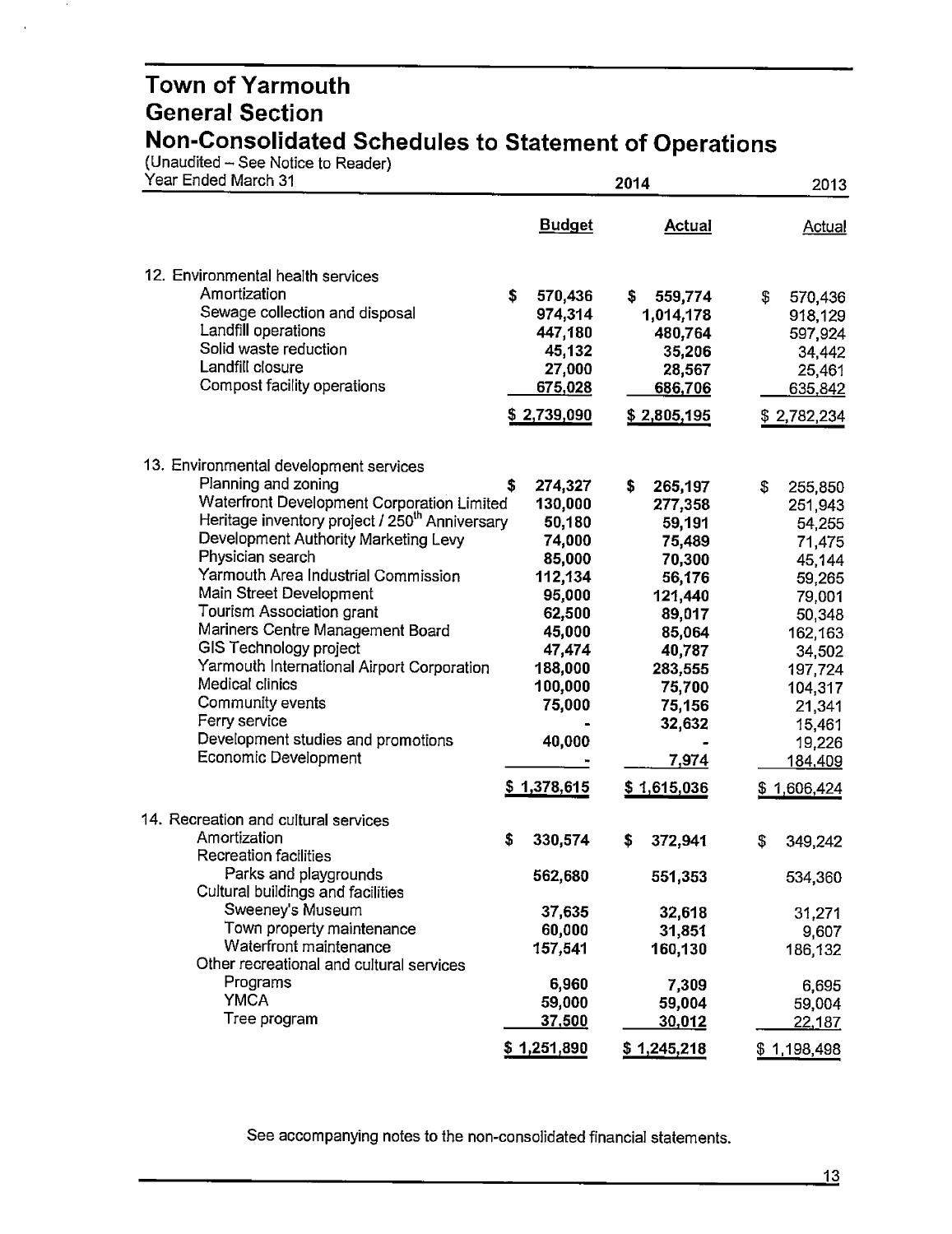# Town of Yarmouth
## General Section
## Non-Consolidated Schedules to Statement of Operations

(Unaudited – See Notice to Reader)

| Year Ended March 31 | 2014 Budget | 2014 Actual | 2013 Actual |
|---|---|---|---|
| **12. Environmental health services** | | | |
| Amortization | $ 570,436 | $ 559,774 | $ 570,436 |
| Sewage collection and disposal | 974,314 | 1,014,178 | 918,129 |
| Landfill operations | 447,180 | 480,764 | 597,924 |
| Solid waste reduction | 45,132 | 35,206 | 34,442 |
| Landfill closure | 27,000 | 28,567 | 25,461 |
| Compost facility operations | 675,028 | 686,706 | 635,842 |
| | $ 2,739,090 | $ 2,805,195 | $ 2,782,234 |
| **13. Environmental development services** | | | |
| Planning and zoning | $ 274,327 | $ 265,197 | $ 255,850 |
| Waterfront Development Corporation Limited | 130,000 | 277,358 | 251,943 |
| Heritage inventory project / 250th Anniversary | 50,180 | 59,191 | 54,255 |
| Development Authority Marketing Levy | 74,000 | 75,489 | 71,475 |
| Physician search | 85,000 | 70,300 | 45,144 |
| Yarmouth Area Industrial Commission | 112,134 | 56,176 | 59,265 |
| Main Street Development | 95,000 | 121,440 | 79,001 |
| Tourism Association grant | 62,500 | 89,017 | 50,348 |
| Mariners Centre Management Board | 45,000 | 85,064 | 162,163 |
| GIS Technology project | 47,474 | 40,787 | 34,502 |
| Yarmouth International Airport Corporation | 188,000 | 283,555 | 197,724 |
| Medical clinics | 100,000 | 75,700 | 104,317 |
| Community events | 75,000 | 75,156 | 21,341 |
| Ferry service | - | 32,632 | 15,461 |
| Development studies and promotions | 40,000 | - | 19,226 |
| Economic Development | - | 7,974 | 184,409 |
| | $ 1,378,615 | $ 1,615,036 | $ 1,606,424 |
| **14. Recreation and cultural services** | | | |
| Amortization | $ 330,574 | $ 372,941 | $ 349,242 |
| Recreation facilities | | | |
| Parks and playgrounds | 562,680 | 551,353 | 534,360 |
| Cultural buildings and facilities | | | |
| Sweeney's Museum | 37,635 | 32,618 | 31,271 |
| Town property maintenance | 60,000 | 31,851 | 9,607 |
| Waterfront maintenance | 157,541 | 160,130 | 186,132 |
| Other recreational and cultural services | | | |
| Programs | 6,960 | 7,309 | 6,695 |
| YMCA | 59,000 | 59,004 | 59,004 |
| Tree program | 37,500 | 30,012 | 22,187 |
| | $ 1,251,890 | $ 1,245,218 | $ 1,198,498 |

See accompanying notes to the non-consolidated financial statements.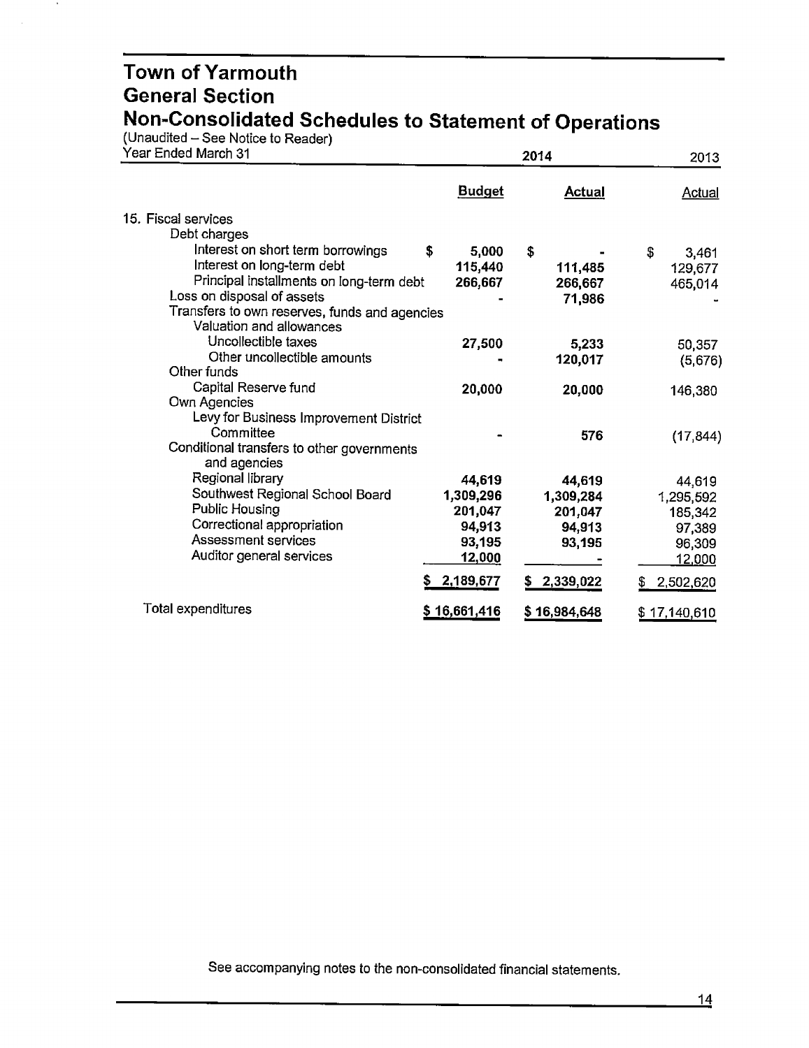# Town of Yarmouth
## General Section
## Non-Consolidated Schedules to Statement of Operations

(Unaudited – See Notice to Reader)

| Year Ended March 31 | 2014 Budget | 2014 Actual | 2013 Actual |
|---|---|---|---|
| 15. Fiscal services | | | |
| Debt charges | | | |
| Interest on short term borrowings | $ 5,000 | $ - | $ 3,461 |
| Interest on long-term debt | 115,440 | 111,485 | 129,677 |
| Principal installments on long-term debt | 266,667 | 266,667 | 465,014 |
| Loss on disposal of assets | - | 71,986 | - |
| Transfers to own reserves, funds and agencies | | | |
| Valuation and allowances | | | |
| Uncollectible taxes | 27,500 | 5,233 | 50,357 |
| Other uncollectible amounts | - | 120,017 | (5,676) |
| Other funds | | | |
| Capital Reserve fund | 20,000 | 20,000 | 146,380 |
| Own Agencies | | | |
| Levy for Business Improvement District Committee | - | 576 | (17,844) |
| Conditional transfers to other governments and agencies | | | |
| Regional library | 44,619 | 44,619 | 44,619 |
| Southwest Regional School Board | 1,309,296 | 1,309,284 | 1,295,592 |
| Public Housing | 201,047 | 201,047 | 185,342 |
| Correctional appropriation | 94,913 | 94,913 | 97,389 |
| Assessment services | 93,195 | 93,195 | 96,309 |
| Auditor general services | 12,000 | - | 12,000 |
| | $ 2,189,677 | $ 2,339,022 | $ 2,502,620 |
| Total expenditures | $ 16,661,416 | $ 16,984,648 | $ 17,140,610 |

See accompanying notes to the non-consolidated financial statements.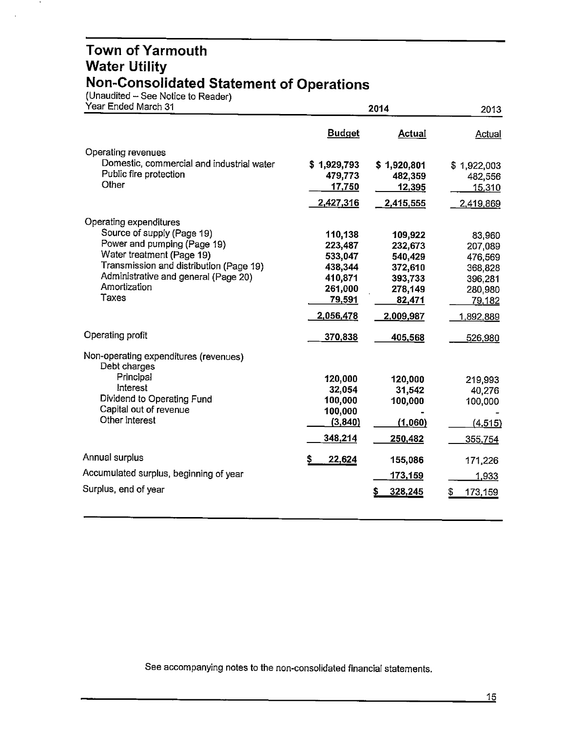# Town of Yarmouth
# Water Utility
# Non-Consolidated Statement of Operations

(Unaudited – See Notice to Reader)

| Year Ended March 31 | 2014 | | 2013 |
|---|---|---|---|
| | **Budget** | **Actual** | Actual |
| Operating revenues | | | |
| Domestic, commercial and industrial water | $ 1,929,793 | $ 1,920,801 | $ 1,922,003 |
| Public fire protection | 479,773 | 482,359 | 482,556 |
| Other | 17,750 | 12,395 | 15,310 |
| | 2,427,316 | 2,415,555 | 2,419,869 |
| Operating expenditures | | | |
| Source of supply (Page 19) | 110,138 | 109,922 | 83,960 |
| Power and pumping (Page 19) | 223,487 | 232,673 | 207,089 |
| Water treatment (Page 19) | 533,047 | 540,429 | 476,569 |
| Transmission and distribution (Page 19) | 438,344 | 372,610 | 368,828 |
| Administrative and general (Page 20) | 410,871 | 393,733 | 396,281 |
| Amortization | 261,000 | 278,149 | 280,980 |
| Taxes | 79,591 | 82,471 | 79,182 |
| | 2,056,478 | 2,009,987 | 1,892,889 |
| Operating profit | 370,838 | 405,568 | 526,980 |
| Non-operating expenditures (revenues) | | | |
| Debt charges | | | |
| Principal | 120,000 | 120,000 | 219,993 |
| Interest | 32,054 | 31,542 | 40,276 |
| Dividend to Operating Fund | 100,000 | 100,000 | 100,000 |
| Capital out of revenue | 100,000 | - | - |
| Other interest | (3,840) | (1,060) | (4,515) |
| | 348,214 | 250,482 | 355,754 |
| Annual surplus | $ 22,624 | 155,086 | 171,226 |
| Accumulated surplus, beginning of year | | 173,159 | 1,933 |
| Surplus, end of year | | $ 328,245 | $ 173,159 |

See accompanying notes to the non-consolidated financial statements.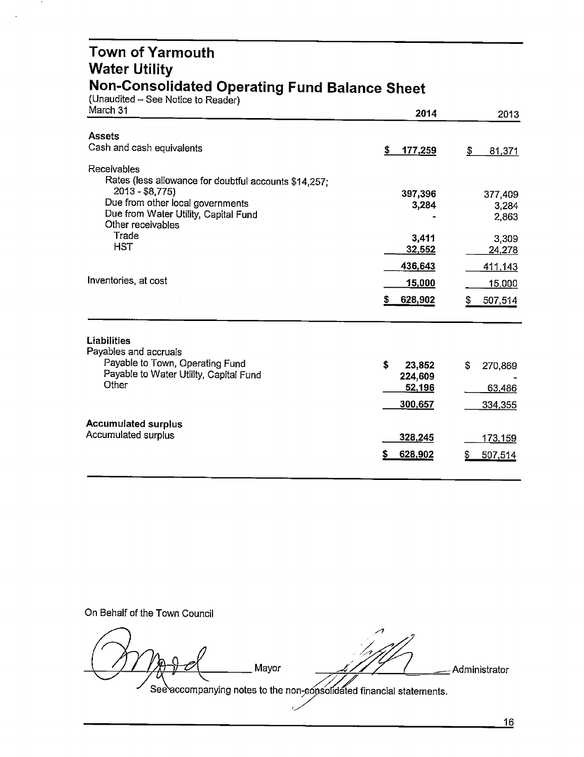# Town of Yarmouth
## Water Utility
## Non-Consolidated Operating Fund Balance Sheet

(Unaudited – See Notice to Reader)

| March 31 | 2014 | 2013 |
|---|---|---|
| **Assets** | | |
| Cash and cash equivalents | $ 177,259 | $ 81,371 |
| Receivables | | |
| Rates (less allowance for doubtful accounts $14,257; 2013 - $8,775) | 397,396 | 377,409 |
| Due from other local governments | 3,284 | 3,284 |
| Due from Water Utility, Capital Fund | - | 2,863 |
| Other receivables | | |
| Trade | 3,411 | 3,309 |
| HST | 32,552 | 24,278 |
| | 436,643 | 411,143 |
| Inventories, at cost | 15,000 | 15,000 |
| | $ 628,902 | $ 507,514 |
| **Liabilities** | | |
| Payables and accruals | | |
| Payable to Town, Operating Fund | $ 23,852 | $ 270,869 |
| Payable to Water Utility, Capital Fund | 224,609 | - |
| Other | 52,196 | 63,486 |
| | 300,657 | 334,355 |
| **Accumulated surplus** | | |
| Accumulated surplus | 328,245 | 173,159 |
| | $ 628,902 | $ 507,514 |

On Behalf of the Town Council

_______________ Mayor _______________ Administrator

See accompanying notes to the non-consolidated financial statements.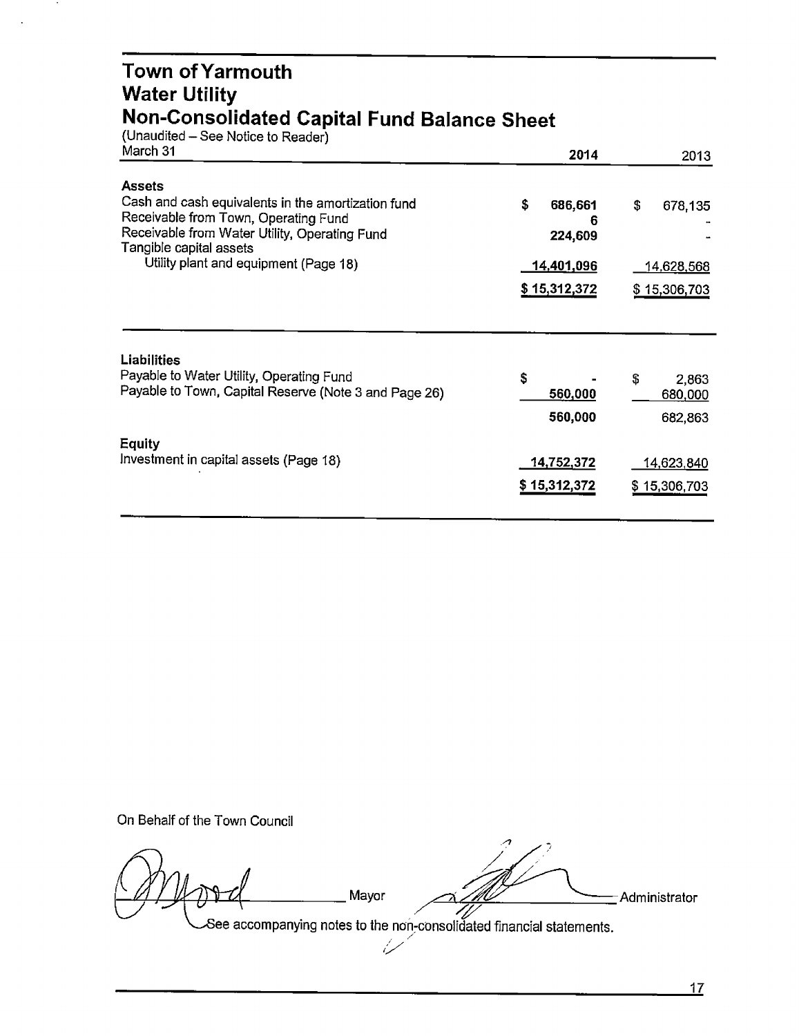# Town of Yarmouth
## Water Utility
## Non-Consolidated Capital Fund Balance Sheet

(Unaudited – See Notice to Reader)

| March 31 | 2014 | 2013 |
|---|---|---|
| **Assets** | | |
| Cash and cash equivalents in the amortization fund | $ 686,661 | $ 678,135 |
| Receivable from Town, Operating Fund | 6 | - |
| Receivable from Water Utility, Operating Fund | 224,609 | - |
| Tangible capital assets | | |
| Utility plant and equipment (Page 18) | 14,401,096 | 14,628,568 |
| | $ 15,312,372 | $ 15,306,703 |
| **Liabilities** | | |
| Payable to Water Utility, Operating Fund | $ - | $ 2,863 |
| Payable to Town, Capital Reserve (Note 3 and Page 26) | 560,000 | 680,000 |
| | 560,000 | 682,863 |
| **Equity** | | |
| Investment in capital assets (Page 18) | 14,752,372 | 14,623,840 |
| | $ 15,312,372 | $ 15,306,703 |

On Behalf of the Town Council

_______________ Mayor _______________ Administrator

See accompanying notes to the non-consolidated financial statements.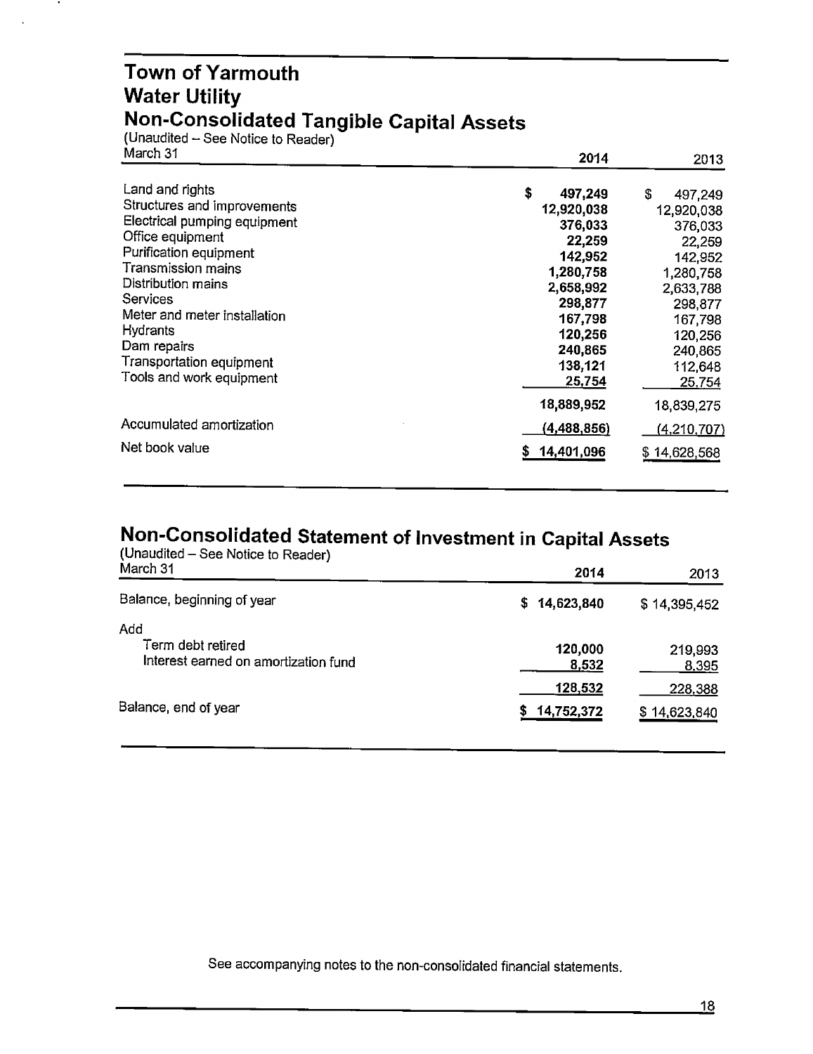# Town of Yarmouth
## Water Utility
## Non-Consolidated Tangible Capital Assets

(Unaudited – See Notice to Reader)

| March 31 | 2014 | 2013 |
|---|---|---|
| Land and rights | $ 497,249 | $ 497,249 |
| Structures and improvements | 12,920,038 | 12,920,038 |
| Electrical pumping equipment | 376,033 | 376,033 |
| Office equipment | 22,259 | 22,259 |
| Purification equipment | 142,952 | 142,952 |
| Transmission mains | 1,280,758 | 1,280,758 |
| Distribution mains | 2,658,992 | 2,633,788 |
| Services | 298,877 | 298,877 |
| Meter and meter installation | 167,798 | 167,798 |
| Hydrants | 120,256 | 120,256 |
| Dam repairs | 240,865 | 240,865 |
| Transportation equipment | 138,121 | 112,648 |
| Tools and work equipment | 25,754 | 25,754 |
| | 18,889,952 | 18,839,275 |
| Accumulated amortization | (4,488,856) | (4,210,707) |
| Net book value | $ 14,401,096 | $ 14,628,568 |

## Non-Consolidated Statement of Investment in Capital Assets

(Unaudited – See Notice to Reader)

| March 31 | 2014 | 2013 |
|---|---|---|
| Balance, beginning of year | $ 14,623,840 | $ 14,395,452 |
| Add | | |
| Term debt retired | 120,000 | 219,993 |
| Interest earned on amortization fund | 8,532 | 8,395 |
| | 128,532 | 228,388 |
| Balance, end of year | $ 14,752,372 | $ 14,623,840 |

See accompanying notes to the non-consolidated financial statements.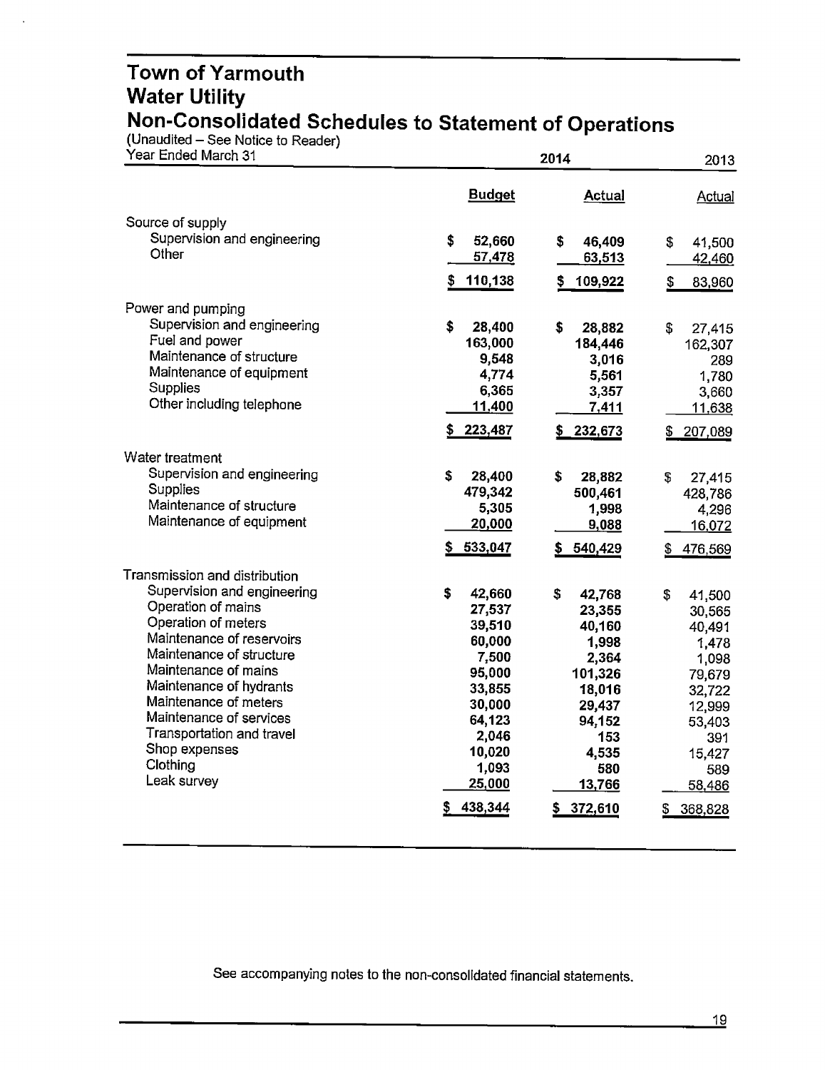# Town of Yarmouth
# Water Utility
# Non-Consolidated Schedules to Statement of Operations

(Unaudited – See Notice to Reader)

| Year Ended March 31 | 2014 Budget | 2014 Actual | 2013 Actual |
|---|---|---|---|
| **Source of supply** | | | |
| Supervision and engineering | $ 52,660 | $ 46,409 | $ 41,500 |
| Other | 57,478 | 63,513 | 42,460 |
| | $ 110,138 | $ 109,922 | $ 83,960 |
| **Power and pumping** | | | |
| Supervision and engineering | $ 28,400 | $ 28,882 | $ 27,415 |
| Fuel and power | 163,000 | 184,446 | 162,307 |
| Maintenance of structure | 9,548 | 3,016 | 289 |
| Maintenance of equipment | 4,774 | 5,561 | 1,780 |
| Supplies | 6,365 | 3,357 | 3,660 |
| Other including telephone | 11,400 | 7,411 | 11,638 |
| | $ 223,487 | $ 232,673 | $ 207,089 |
| **Water treatment** | | | |
| Supervision and engineering | $ 28,400 | $ 28,882 | $ 27,415 |
| Supplies | 479,342 | 500,461 | 428,786 |
| Maintenance of structure | 5,305 | 1,998 | 4,296 |
| Maintenance of equipment | 20,000 | 9,088 | 16,072 |
| | $ 533,047 | $ 540,429 | $ 476,569 |
| **Transmission and distribution** | | | |
| Supervision and engineering | $ 42,660 | $ 42,768 | $ 41,500 |
| Operation of mains | 27,537 | 23,355 | 30,565 |
| Operation of meters | 39,510 | 40,160 | 40,491 |
| Maintenance of reservoirs | 60,000 | 1,998 | 1,478 |
| Maintenance of structure | 7,500 | 2,364 | 1,098 |
| Maintenance of mains | 95,000 | 101,326 | 79,679 |
| Maintenance of hydrants | 33,855 | 18,016 | 32,722 |
| Maintenance of meters | 30,000 | 29,437 | 12,999 |
| Maintenance of services | 64,123 | 94,152 | 53,403 |
| Transportation and travel | 2,046 | 153 | 391 |
| Shop expenses | 10,020 | 4,535 | 15,427 |
| Clothing | 1,093 | 580 | 589 |
| Leak survey | 25,000 | 13,766 | 58,486 |
| | $ 438,344 | $ 372,610 | $ 368,828 |

See accompanying notes to the non-consolidated financial statements.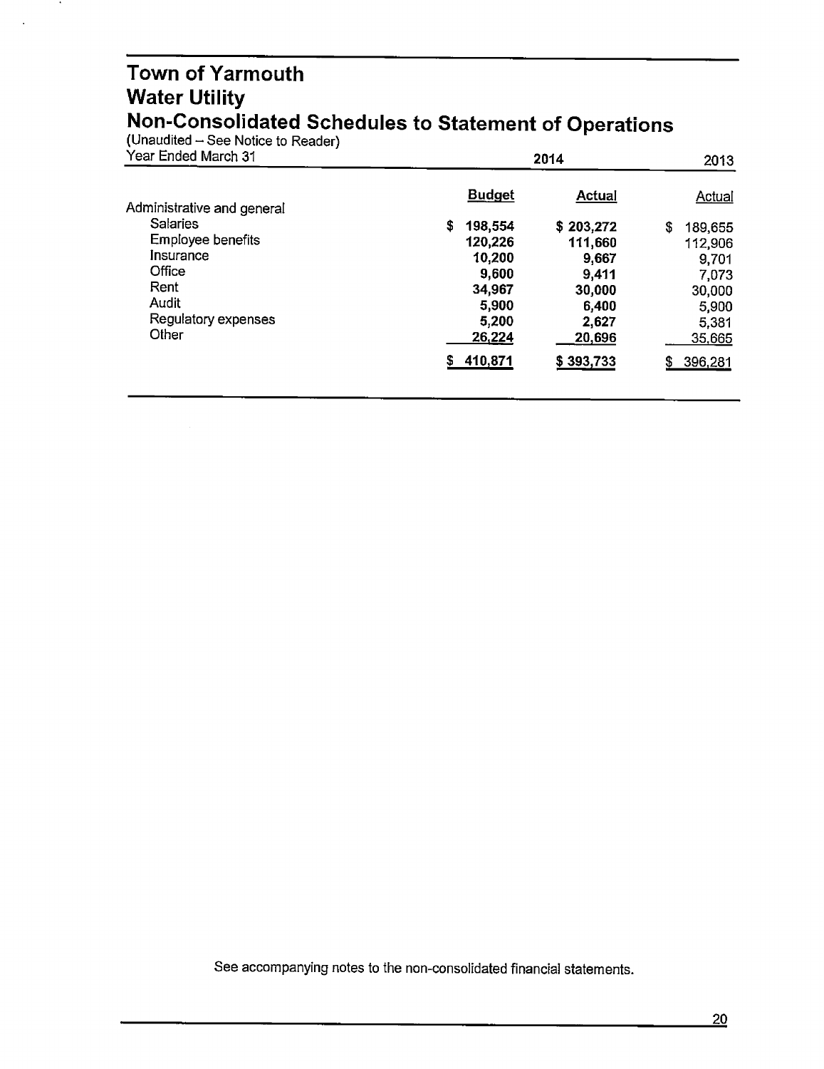# Town of Yarmouth
## Water Utility
## Non-Consolidated Schedules to Statement of Operations

(Unaudited – See Notice to Reader)

| Year Ended March 31 | 2014 Budget | 2014 Actual | 2013 Actual |
|---|---|---|---|
| **Administrative and general** | | | |
| Salaries | $ 198,554 | $ 203,272 | $ 189,655 |
| Employee benefits | 120,226 | 111,660 | 112,906 |
| Insurance | 10,200 | 9,667 | 9,701 |
| Office | 9,600 | 9,411 | 7,073 |
| Rent | 34,967 | 30,000 | 30,000 |
| Audit | 5,900 | 6,400 | 5,900 |
| Regulatory expenses | 5,200 | 2,627 | 5,381 |
| Other | 26,224 | 20,696 | 35,665 |
| | $ 410,871 | $ 393,733 | $ 396,281 |

See accompanying notes to the non-consolidated financial statements.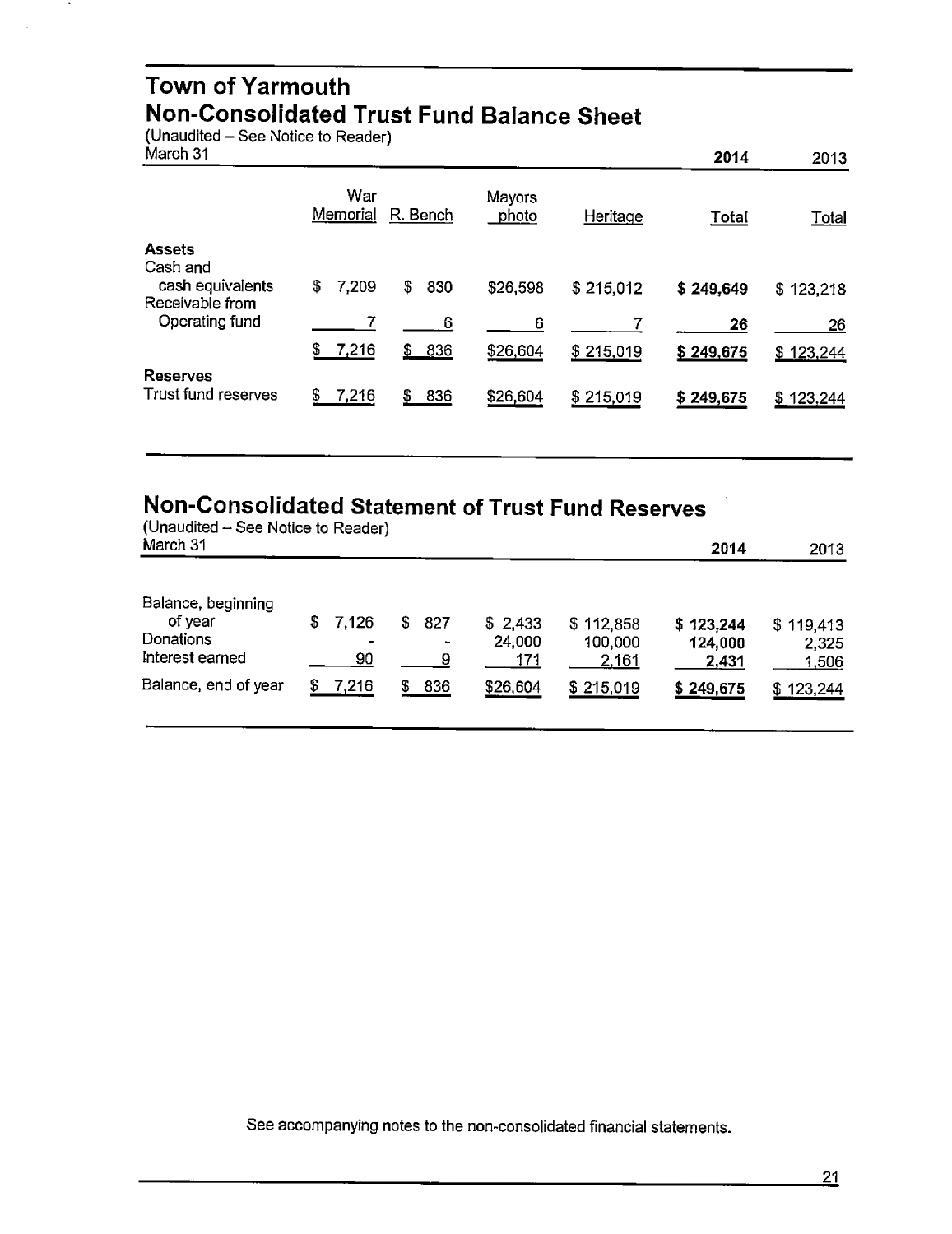# Town of Yarmouth
## Non-Consolidated Trust Fund Balance Sheet

(Unaudited – See Notice to Reader)

| March 31 | War Memorial | R. Bench | Mayors photo | Heritage | 2014 Total | 2013 Total |
|---|---|---|---|---|---|---|
| **Assets** | | | | | | |
| Cash and cash equivalents | $ 7,209 | $ 830 | $26,598 | $ 215,012 | **$ 249,649** | $ 123,218 |
| Receivable from Operating fund | 7 | 6 | 6 | 7 | **26** | 26 |
| | $ 7,216 | $ 836 | $26,604 | $ 215,019 | **$ 249,675** | $ 123,244 |
| **Reserves** | | | | | | |
| Trust fund reserves | $ 7,216 | $ 836 | $26,604 | $ 215,019 | **$ 249,675** | $ 123,244 |

## Non-Consolidated Statement of Trust Fund Reserves

(Unaudited – See Notice to Reader)

| March 31 | War Memorial | R. Bench | Mayors photo | Heritage | 2014 Total | 2013 Total |
|---|---|---|---|---|---|---|
| Balance, beginning of year | $ 7,126 | $ 827 | $ 2,433 | $ 112,858 | **$ 123,244** | $ 119,413 |
| Donations | - | - | 24,000 | 100,000 | **124,000** | 2,325 |
| Interest earned | 90 | 9 | 171 | 2,161 | **2,431** | 1,506 |
| Balance, end of year | $ 7,216 | $ 836 | $26,604 | $ 215,019 | **$ 249,675** | $ 123,244 |

See accompanying notes to the non-consolidated financial statements.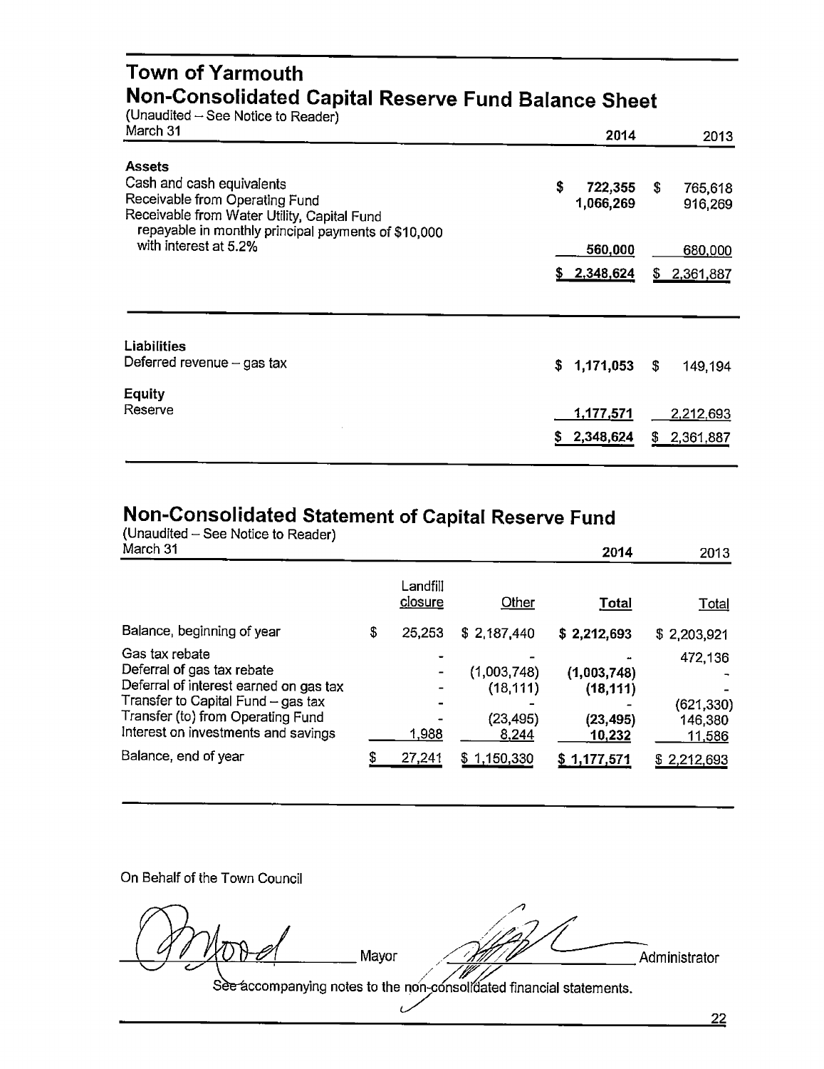# Town of Yarmouth

## Non-Consolidated Capital Reserve Fund Balance Sheet

(Unaudited – See Notice to Reader)

| March 31 | 2014 | 2013 |
|---|---|---|
| **Assets** | | |
| Cash and cash equivalents | $ 722,355 | $ 765,618 |
| Receivable from Operating Fund | 1,066,269 | 916,269 |
| Receivable from Water Utility, Capital Fund repayable in monthly principal payments of $10,000 with interest at 5.2% | 560,000 | 680,000 |
| | $ 2,348,624 | $ 2,361,887 |
| **Liabilities** | | |
| Deferred revenue – gas tax | $ 1,171,053 | $ 149,194 |
| **Equity** | | |
| Reserve | 1,177,571 | 2,212,693 |
| | $ 2,348,624 | $ 2,361,887 |

## Non-Consolidated Statement of Capital Reserve Fund

(Unaudited – See Notice to Reader)

| March 31 | Landfill closure | Other | 2014 Total | 2013 Total |
|---|---|---|---|---|
| Balance, beginning of year | $ 25,253 | $ 2,187,440 | $ 2,212,693 | $ 2,203,921 |
| Gas tax rebate | - | - | - | 472,136 |
| Deferral of gas tax rebate | - | (1,003,748) | (1,003,748) | - |
| Deferral of interest earned on gas tax | - | (18,111) | (18,111) | - |
| Transfer to Capital Fund – gas tax | - | - | - | (621,330) |
| Transfer (to) from Operating Fund | - | (23,495) | (23,495) | 146,380 |
| Interest on investments and savings | 1,988 | 8,244 | 10,232 | 11,586 |
| Balance, end of year | $ 27,241 | $ 1,150,330 | $ 1,177,571 | $ 2,212,693 |

On Behalf of the Town Council

_______________ Mayor _______________ Administrator

See accompanying notes to the non-consolidated financial statements.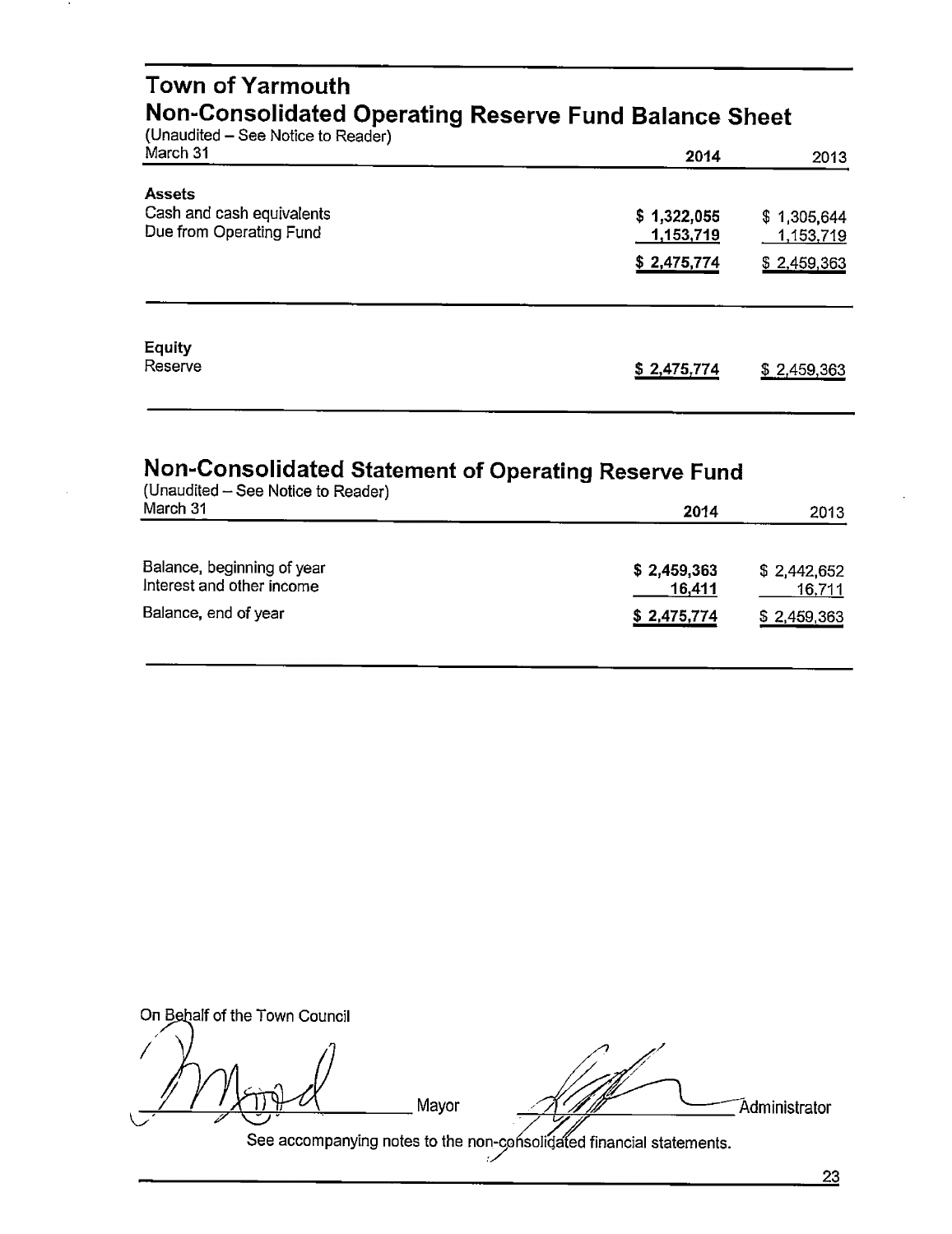# Town of Yarmouth

## Non-Consolidated Operating Reserve Fund Balance Sheet

(Unaudited – See Notice to Reader)

| March 31 | 2014 | 2013 |
|---|---|---|
| **Assets** | | |
| Cash and cash equivalents | $ 1,322,055 | $ 1,305,644 |
| Due from Operating Fund | 1,153,719 | 1,153,719 |
| | $ 2,475,774 | $ 2,459,363 |
| **Equity** | | |
| Reserve | $ 2,475,774 | $ 2,459,363 |

## Non-Consolidated Statement of Operating Reserve Fund

(Unaudited – See Notice to Reader)

| March 31 | 2014 | 2013 |
|---|---|---|
| Balance, beginning of year | $ 2,459,363 | $ 2,442,652 |
| Interest and other income | 16,411 | 16,711 |
| Balance, end of year | $ 2,475,774 | $ 2,459,363 |

On Behalf of the Town Council

Mayor

Administrator

See accompanying notes to the non-consolidated financial statements.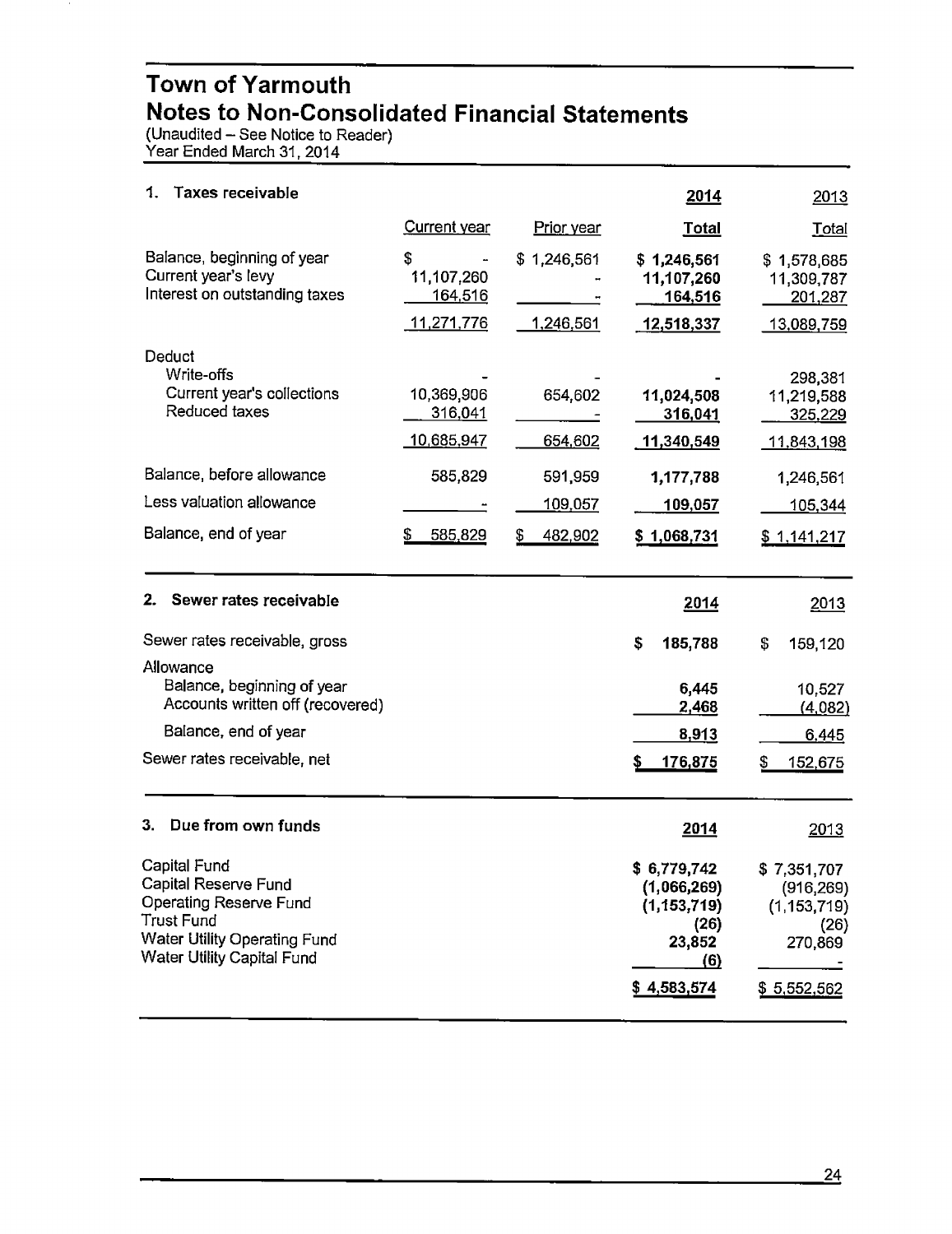# Town of Yarmouth
## Notes to Non-Consolidated Financial Statements

(Unaudited – See Notice to Reader)
Year Ended March 31, 2014

### 1. Taxes receivable

| | Current year | Prior year | 2014 Total | 2013 Total |
|---|---|---|---|---|
| Balance, beginning of year | $ - | $ 1,246,561 | **$ 1,246,561** | $ 1,578,685 |
| Current year's levy | 11,107,260 | - | **11,107,260** | 11,309,787 |
| Interest on outstanding taxes | 164,516 | - | **164,516** | 201,287 |
| | 11,271,776 | 1,246,561 | **12,518,337** | 13,089,759 |
| Deduct | | | | |
| Write-offs | - | - | **-** | 298,381 |
| Current year's collections | 10,369,906 | 654,602 | **11,024,508** | 11,219,588 |
| Reduced taxes | 316,041 | - | **316,041** | 325,229 |
| | 10,685,947 | 654,602 | **11,340,549** | 11,843,198 |
| Balance, before allowance | 585,829 | 591,959 | **1,177,788** | 1,246,561 |
| Less valuation allowance | - | 109,057 | **109,057** | 105,344 |
| Balance, end of year | $ 585,829 | $ 482,902 | **$ 1,068,731** | $ 1,141,217 |

### 2. Sewer rates receivable

| | 2014 | 2013 |
|---|---|---|
| Sewer rates receivable, gross | **$ 185,788** | $ 159,120 |
| Allowance | | |
| Balance, beginning of year | **6,445** | 10,527 |
| Accounts written off (recovered) | **2,468** | (4,082) |
| Balance, end of year | **8,913** | 6,445 |
| Sewer rates receivable, net | **$ 176,875** | $ 152,675 |

### 3. Due from own funds

| | 2014 | 2013 |
|---|---|---|
| Capital Fund | **$ 6,779,742** | $ 7,351,707 |
| Capital Reserve Fund | **(1,066,269)** | (916,269) |
| Operating Reserve Fund | **(1,153,719)** | (1,153,719) |
| Trust Fund | **(26)** | (26) |
| Water Utility Operating Fund | **23,852** | 270,869 |
| Water Utility Capital Fund | **(6)** | - |
| | **$ 4,583,574** | $ 5,552,562 |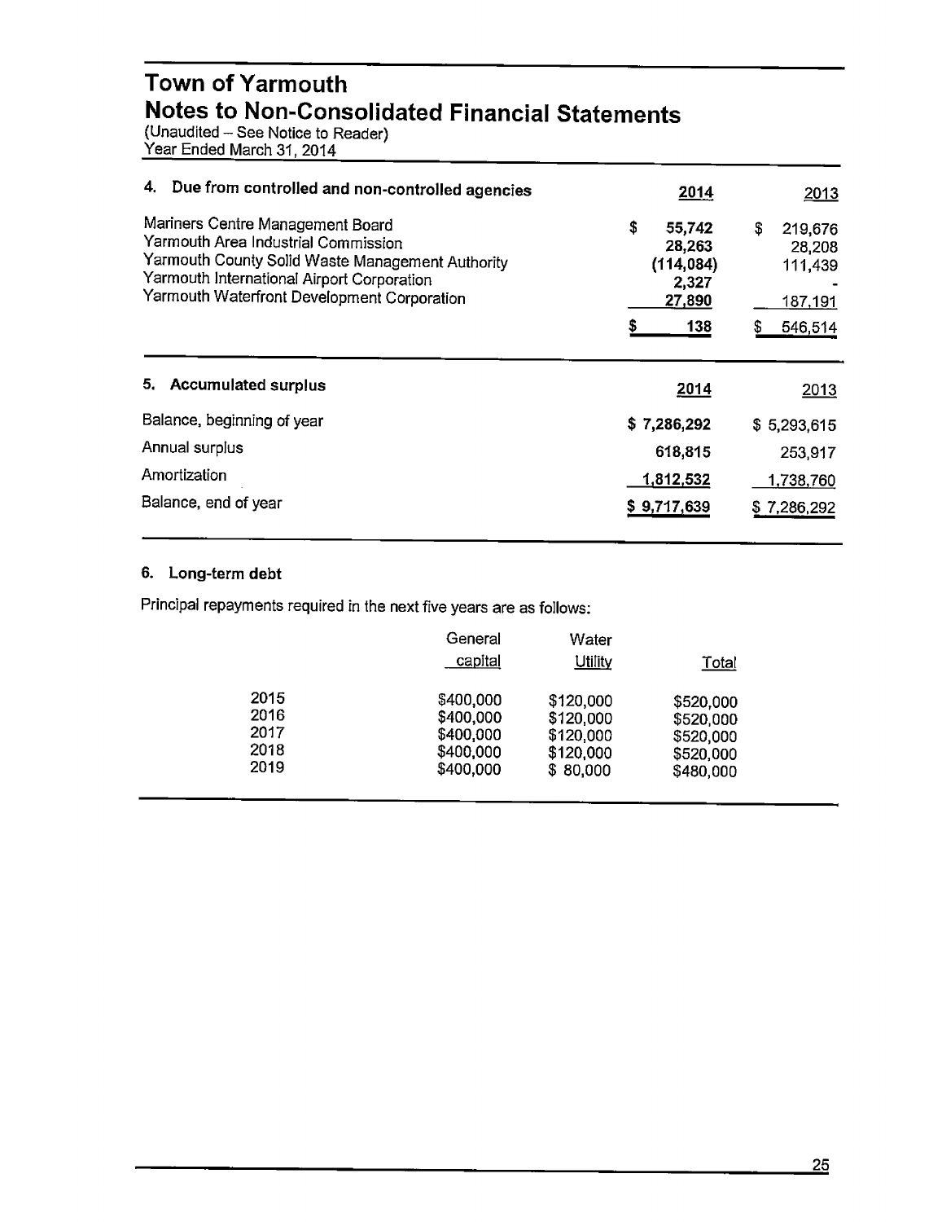# Town of Yarmouth
## Notes to Non-Consolidated Financial Statements
(Unaudited – See Notice to Reader)
Year Ended March 31, 2014

| 4. Due from controlled and non-controlled agencies | 2014 | 2013 |
|---|---|---|
| Mariners Centre Management Board | $ 55,742 | $ 219,676 |
| Yarmouth Area Industrial Commission | 28,263 | 28,208 |
| Yarmouth County Solid Waste Management Authority | (114,084) | 111,439 |
| Yarmouth International Airport Corporation | 2,327 | - |
| Yarmouth Waterfront Development Corporation | 27,890 | 187,191 |
| | $ 138 | $ 546,514 |

| 5. Accumulated surplus | 2014 | 2013 |
|---|---|---|
| Balance, beginning of year | $ 7,286,292 | $ 5,293,615 |
| Annual surplus | 618,815 | 253,917 |
| Amortization | 1,812,532 | 1,738,760 |
| Balance, end of year | $ 9,717,639 | $ 7,286,292 |

### 6. Long-term debt

Principal repayments required in the next five years are as follows:

| | General capital | Water Utility | Total |
|---|---|---|---|
| 2015 | $400,000 | $120,000 | $520,000 |
| 2016 | $400,000 | $120,000 | $520,000 |
| 2017 | $400,000 | $120,000 | $520,000 |
| 2018 | $400,000 | $120,000 | $520,000 |
| 2019 | $400,000 | $ 80,000 | $480,000 |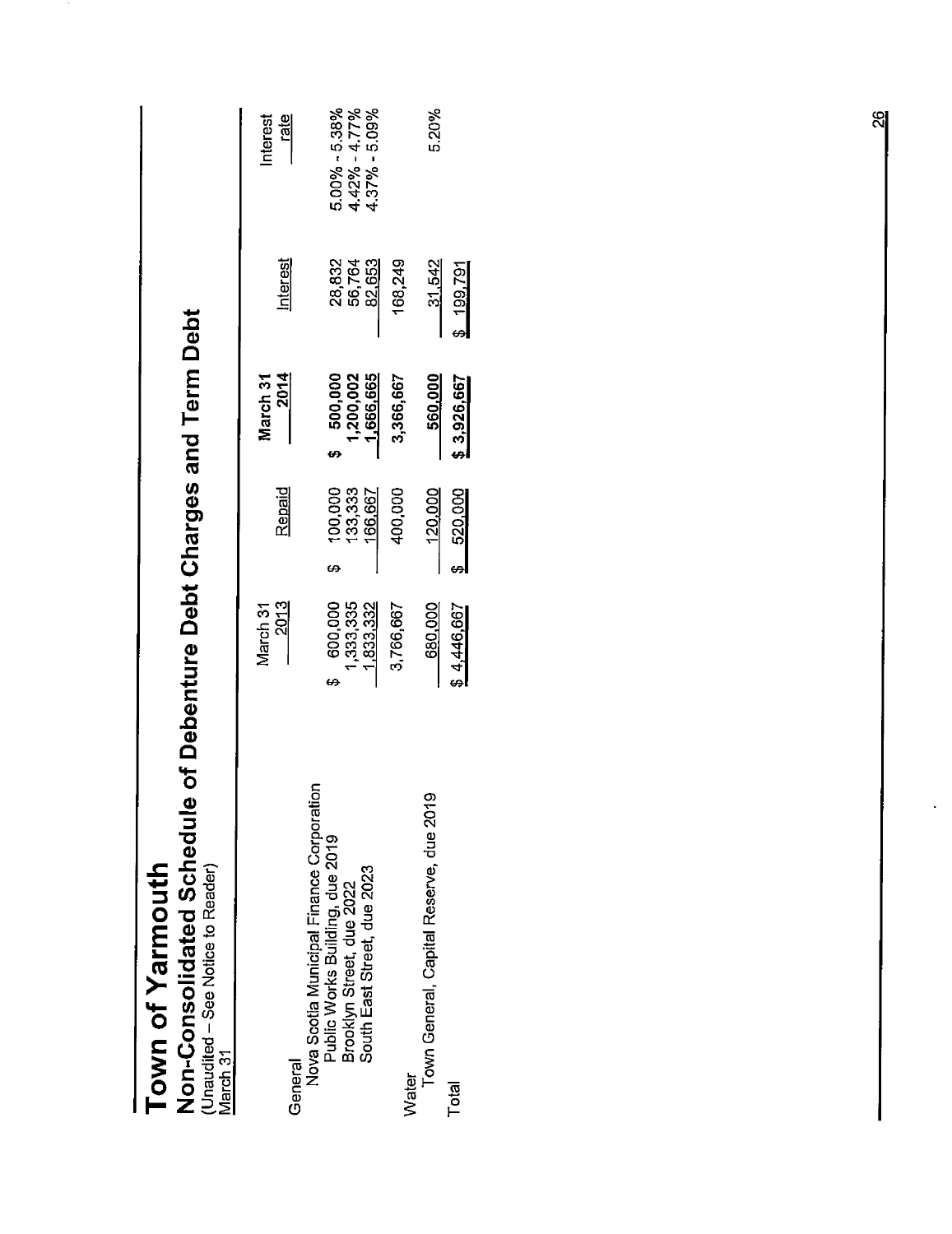# Town of Yarmouth

## Non-Consolidated Schedule of Debenture Debt Charges and Term Debt

(Unaudited – See Notice to Reader)
March 31

| | March 31 2013 | Repaid | March 31 2014 | Interest | Interest rate |
|---|---|---|---|---|---|
| General | | | | | |
| Nova Scotia Municipal Finance Corporation | | | | | |
| Public Works Building, due 2019 | $ 600,000 | $ 100,000 | $ 500,000 | 28,832 | 5.00% - 5.38% |
| Brooklyn Street, due 2022 | 1,333,335 | 133,333 | 1,200,002 | 56,764 | 4.42% - 4.77% |
| South East Street, due 2023 | 1,833,332 | 166,667 | 1,666,665 | 82,653 | 4.37% - 5.09% |
| | 3,766,667 | 400,000 | 3,366,667 | 168,249 | |
| Water | | | | | |
| Town General, Capital Reserve, due 2019 | 680,000 | 120,000 | 560,000 | 31,542 | 5.20% |
| Total | $ 4,446,667 | $ 520,000 | $ 3,926,667 | $ 199,791 | |